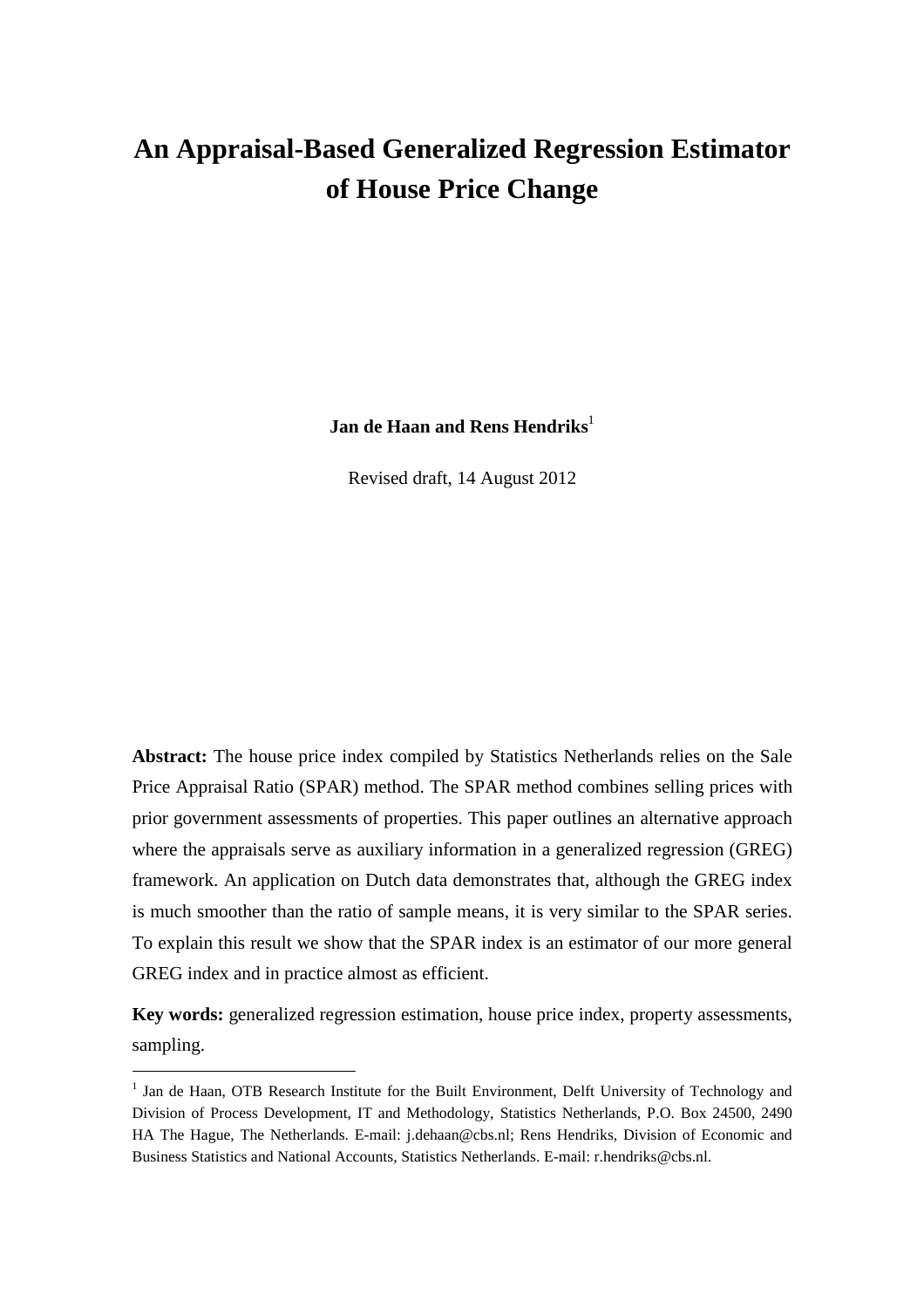# An Appraisal-Based Generalized Regression Estimator of House Price Change

**Jan de Haan and Rens Hendriks**[1]

Revised draft, 14 August 2012

**Abstract:** The house price index compiled by Statistics Netherlands relies on the Sale Price Appraisal Ratio (SPAR) method. The SPAR method combines selling prices with prior government assessments of properties. This paper outlines an alternative approach where the appraisals serve as auxiliary information in a generalized regression (GREG) framework. An application on Dutch data demonstrates that, although the GREG index is much smoother than the ratio of sample means, it is very similar to the SPAR series. To explain this result we show that the SPAR index is an estimator of our more general GREG index and in practice almost as efficient.

**Key words:** generalized regression estimation, house price index, property assessments, sampling.

[1] Jan de Haan, OTB Research Institute for the Built Environment, Delft University of Technology and Division of Process Development, IT and Methodology, Statistics Netherlands, P.O. Box 24500, 2490 HA The Hague, The Netherlands. E-mail: j.dehaan@cbs.nl; Rens Hendriks, Division of Economic and Business Statistics and National Accounts, Statistics Netherlands. E-mail: r.hendriks@cbs.nl.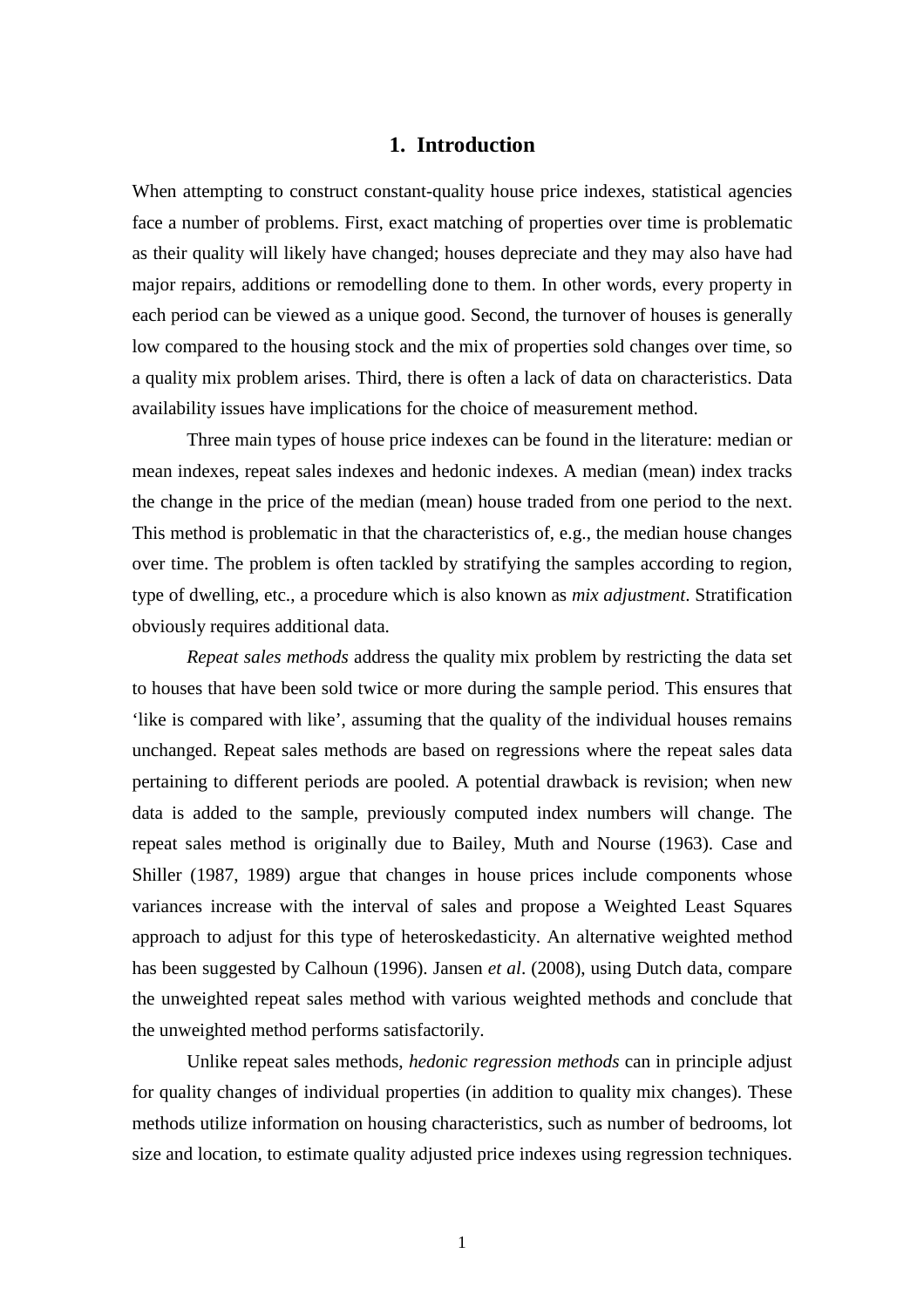# 1. Introduction

When attempting to construct constant-quality house price indexes, statistical agencies face a number of problems. First, exact matching of properties over time is problematic as their quality will likely have changed; houses depreciate and they may also have had major repairs, additions or remodelling done to them. In other words, every property in each period can be viewed as a unique good. Second, the turnover of houses is generally low compared to the housing stock and the mix of properties sold changes over time, so a quality mix problem arises. Third, there is often a lack of data on characteristics. Data availability issues have implications for the choice of measurement method.

Three main types of house price indexes can be found in the literature: median or mean indexes, repeat sales indexes and hedonic indexes. A median (mean) index tracks the change in the price of the median (mean) house traded from one period to the next. This method is problematic in that the characteristics of, e.g., the median house changes over time. The problem is often tackled by stratifying the samples according to region, type of dwelling, etc., a procedure which is also known as *mix adjustment*. Stratification obviously requires additional data.

*Repeat sales methods* address the quality mix problem by restricting the data set to houses that have been sold twice or more during the sample period. This ensures that 'like is compared with like', assuming that the quality of the individual houses remains unchanged. Repeat sales methods are based on regressions where the repeat sales data pertaining to different periods are pooled. A potential drawback is revision; when new data is added to the sample, previously computed index numbers will change. The repeat sales method is originally due to Bailey, Muth and Nourse (1963). Case and Shiller (1987, 1989) argue that changes in house prices include components whose variances increase with the interval of sales and propose a Weighted Least Squares approach to adjust for this type of heteroskedasticity. An alternative weighted method has been suggested by Calhoun (1996). Jansen *et al*. (2008), using Dutch data, compare the unweighted repeat sales method with various weighted methods and conclude that the unweighted method performs satisfactorily.

Unlike repeat sales methods, *hedonic regression methods* can in principle adjust for quality changes of individual properties (in addition to quality mix changes). These methods utilize information on housing characteristics, such as number of bedrooms, lot size and location, to estimate quality adjusted price indexes using regression techniques.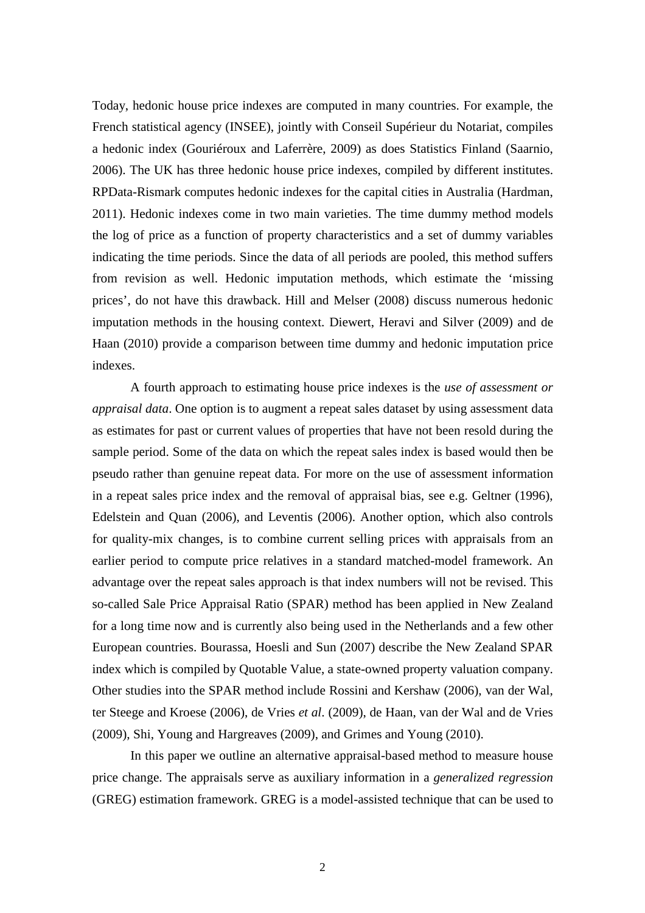Today, hedonic house price indexes are computed in many countries. For example, the French statistical agency (INSEE), jointly with Conseil Supérieur du Notariat, compiles a hedonic index (Gouriéroux and Laferrère, 2009) as does Statistics Finland (Saarnio, 2006). The UK has three hedonic house price indexes, compiled by different institutes. RPData-Rismark computes hedonic indexes for the capital cities in Australia (Hardman, 2011). Hedonic indexes come in two main varieties. The time dummy method models the log of price as a function of property characteristics and a set of dummy variables indicating the time periods. Since the data of all periods are pooled, this method suffers from revision as well. Hedonic imputation methods, which estimate the 'missing prices', do not have this drawback. Hill and Melser (2008) discuss numerous hedonic imputation methods in the housing context. Diewert, Heravi and Silver (2009) and de Haan (2010) provide a comparison between time dummy and hedonic imputation price indexes.

A fourth approach to estimating house price indexes is the *use of assessment or appraisal data*. One option is to augment a repeat sales dataset by using assessment data as estimates for past or current values of properties that have not been resold during the sample period. Some of the data on which the repeat sales index is based would then be pseudo rather than genuine repeat data. For more on the use of assessment information in a repeat sales price index and the removal of appraisal bias, see e.g. Geltner (1996), Edelstein and Quan (2006), and Leventis (2006). Another option, which also controls for quality-mix changes, is to combine current selling prices with appraisals from an earlier period to compute price relatives in a standard matched-model framework. An advantage over the repeat sales approach is that index numbers will not be revised. This so-called Sale Price Appraisal Ratio (SPAR) method has been applied in New Zealand for a long time now and is currently also being used in the Netherlands and a few other European countries. Bourassa, Hoesli and Sun (2007) describe the New Zealand SPAR index which is compiled by Quotable Value, a state-owned property valuation company. Other studies into the SPAR method include Rossini and Kershaw (2006), van der Wal, ter Steege and Kroese (2006), de Vries *et al*. (2009), de Haan, van der Wal and de Vries (2009), Shi, Young and Hargreaves (2009), and Grimes and Young (2010).

In this paper we outline an alternative appraisal-based method to measure house price change. The appraisals serve as auxiliary information in a *generalized regression* (GREG) estimation framework. GREG is a model-assisted technique that can be used to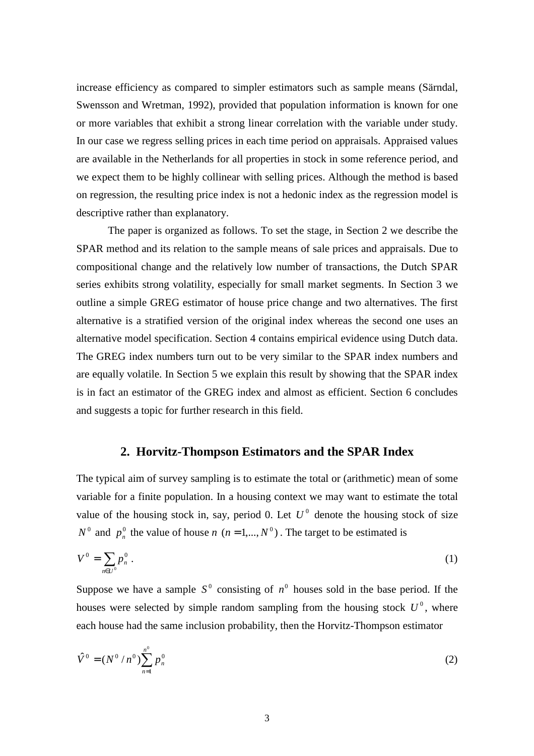increase efficiency as compared to simpler estimators such as sample means (Särndal, Swensson and Wretman, 1992), provided that population information is known for one or more variables that exhibit a strong linear correlation with the variable under study. In our case we regress selling prices in each time period on appraisals. Appraised values are available in the Netherlands for all properties in stock in some reference period, and we expect them to be highly collinear with selling prices. Although the method is based on regression, the resulting price index is not a hedonic index as the regression model is descriptive rather than explanatory.

The paper is organized as follows. To set the stage, in Section 2 we describe the SPAR method and its relation to the sample means of sale prices and appraisals. Due to compositional change and the relatively low number of transactions, the Dutch SPAR series exhibits strong volatility, especially for small market segments. In Section 3 we outline a simple GREG estimator of house price change and two alternatives. The first alternative is a stratified version of the original index whereas the second one uses an alternative model specification. Section 4 contains empirical evidence using Dutch data. The GREG index numbers turn out to be very similar to the SPAR index numbers and are equally volatile. In Section 5 we explain this result by showing that the SPAR index is in fact an estimator of the GREG index and almost as efficient. Section 6 concludes and suggests a topic for further research in this field.

## 2. Horvitz-Thompson Estimators and the SPAR Index

The typical aim of survey sampling is to estimate the total or (arithmetic) mean of some variable for a finite population. In a housing context we may want to estimate the total value of the housing stock in, say, period 0. Let $U^0$ denote the housing stock of size $N^0$ and $p_n^0$ the value of house $n$ $(n = 1,..., N^0)$. The target to be estimated is

$$V^0 = \sum_{n \in U^0} p_n^0 \, . \tag{1}$$

Suppose we have a sample $S^0$ consisting of $n^0$ houses sold in the base period. If the houses were selected by simple random sampling from the housing stock $U^0$, where each house had the same inclusion probability, then the Horvitz-Thompson estimator

$$\hat{V}^0 = (N^0 / n^0) \sum_{n=1}^{n^0} p_n^0 \tag{2}$$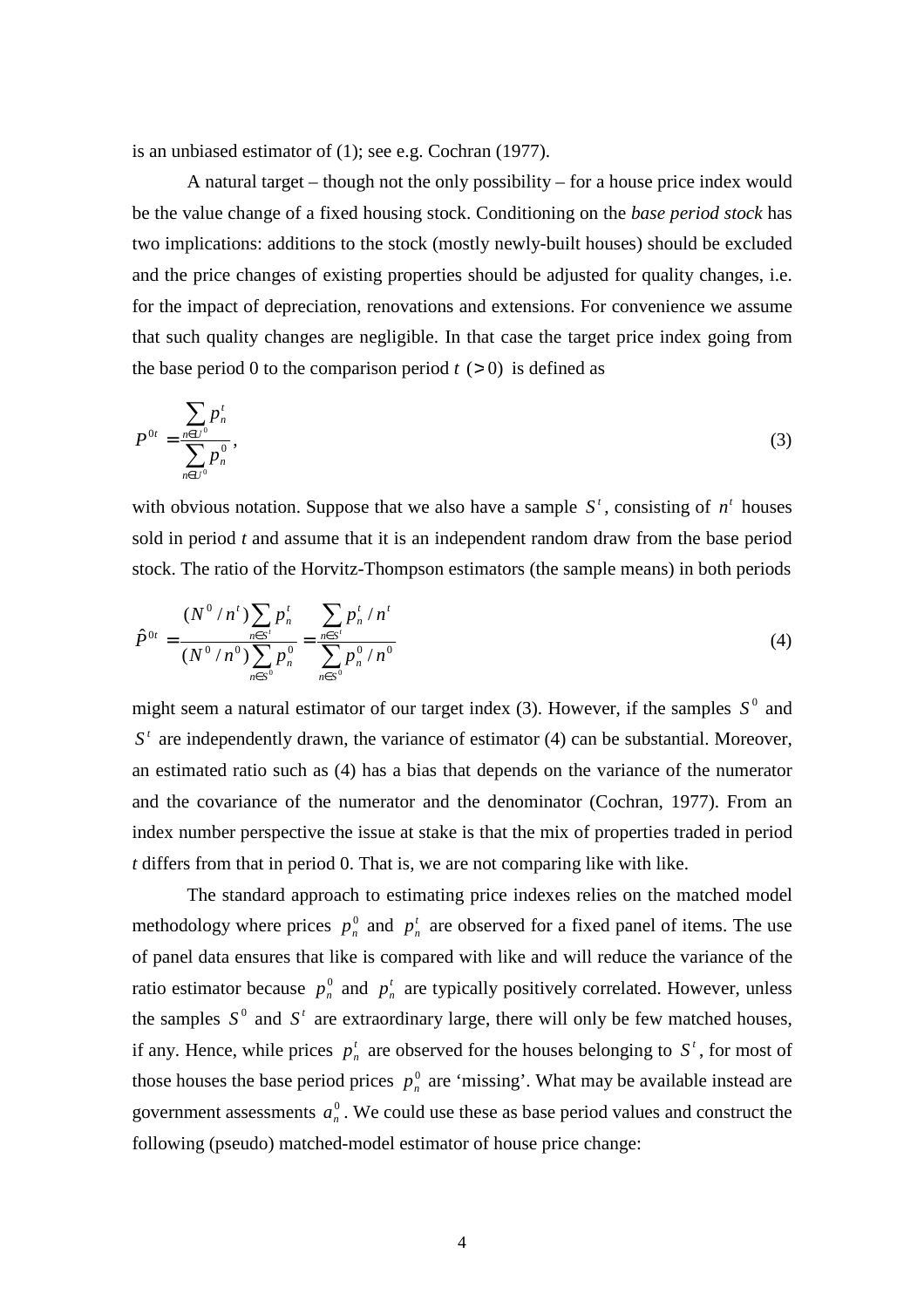is an unbiased estimator of (1); see e.g. Cochran (1977).

A natural target – though not the only possibility – for a house price index would be the value change of a fixed housing stock. Conditioning on the *base period stock* has two implications: additions to the stock (mostly newly-built houses) should be excluded and the price changes of existing properties should be adjusted for quality changes, i.e. for the impact of depreciation, renovations and extensions. For convenience we assume that such quality changes are negligible. In that case the target price index going from the base period 0 to the comparison period $t$ $(>0)$ is defined as

$$P^{0t} = \frac{\sum_{n \in U^0} p_n^t}{\sum_{n \in U^0} p_n^0}, \tag{3}$$

with obvious notation. Suppose that we also have a sample $S^t$, consisting of $n^t$ houses sold in period $t$ and assume that it is an independent random draw from the base period stock. The ratio of the Horvitz-Thompson estimators (the sample means) in both periods

$$\hat{P}^{0t} = \frac{(N^0 / n^t) \sum_{n \in S^t} p_n^t}{(N^0 / n^0) \sum_{n \in S^0} p_n^0} = \frac{\sum_{n \in S^t} p_n^t / n^t}{\sum_{n \in S^0} p_n^0 / n^0} \tag{4}$$

might seem a natural estimator of our target index (3). However, if the samples $S^0$ and $S^t$ are independently drawn, the variance of estimator (4) can be substantial. Moreover, an estimated ratio such as (4) has a bias that depends on the variance of the numerator and the covariance of the numerator and the denominator (Cochran, 1977). From an index number perspective the issue at stake is that the mix of properties traded in period $t$ differs from that in period 0. That is, we are not comparing like with like.

The standard approach to estimating price indexes relies on the matched model methodology where prices $p_n^0$ and $p_n^t$ are observed for a fixed panel of items. The use of panel data ensures that like is compared with like and will reduce the variance of the ratio estimator because $p_n^0$ and $p_n^t$ are typically positively correlated. However, unless the samples $S^0$ and $S^t$ are extraordinary large, there will only be few matched houses, if any. Hence, while prices $p_n^t$ are observed for the houses belonging to $S^t$, for most of those houses the base period prices $p_n^0$ are 'missing'. What may be available instead are government assessments $a_n^0$. We could use these as base period values and construct the following (pseudo) matched-model estimator of house price change: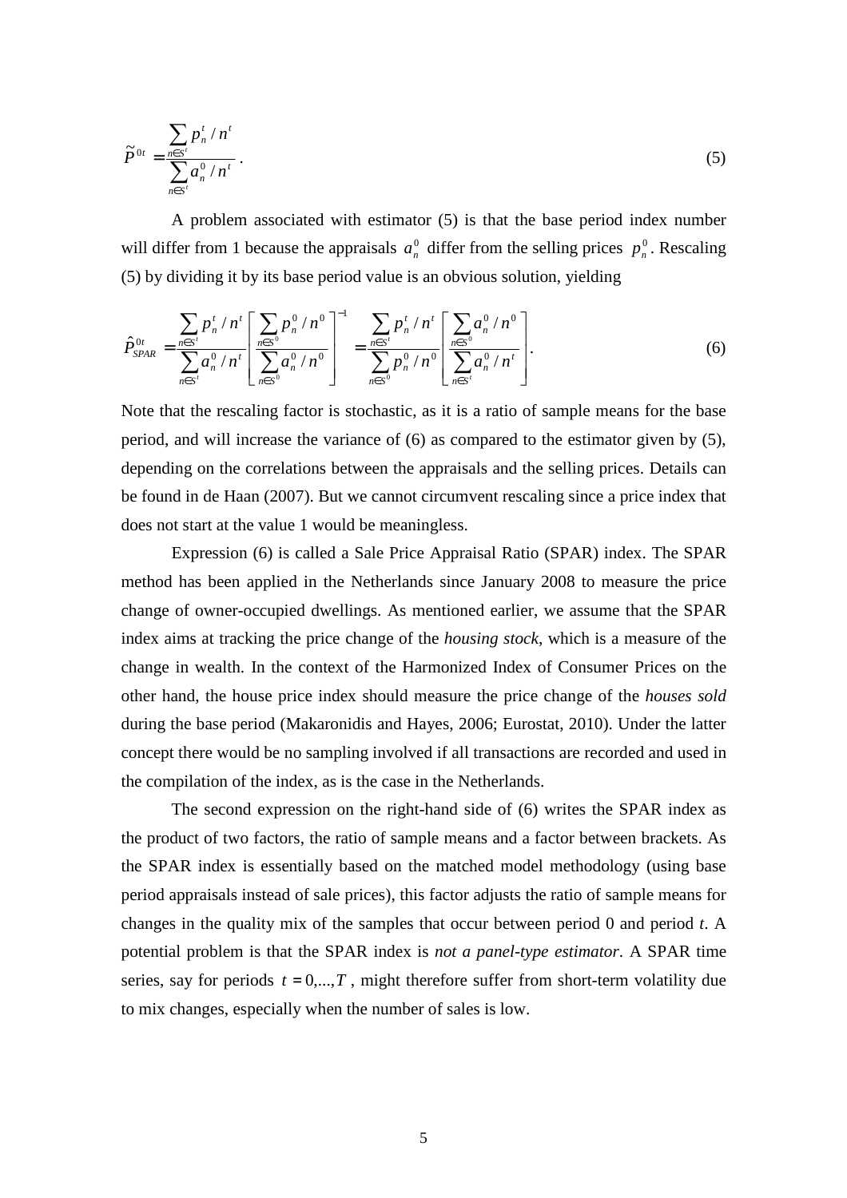$$\widetilde{P}^{0t} = \frac{\sum_{n \in S^t} p_n^t / n^t}{\sum_{n \in S^t} a_n^0 / n^t}. \tag{5}$$

A problem associated with estimator (5) is that the base period index number will differ from 1 because the appraisals $a_n^0$ differ from the selling prices $p_n^0$. Rescaling (5) by dividing it by its base period value is an obvious solution, yielding

$$\hat{P}_{SPAR}^{0t} = \frac{\sum_{n \in S^t} p_n^t / n^t}{\sum_{n \in S^t} a_n^0 / n^t} \left[ \frac{\sum_{n \in S^0} p_n^0 / n^0}{\sum_{n \in S^0} a_n^0 / n^0} \right]^{-1} = \frac{\sum_{n \in S^t} p_n^t / n^t}{\sum_{n \in S^0} p_n^0 / n^0} \left[ \frac{\sum_{n \in S^0} a_n^0 / n^0}{\sum_{n \in S^t} a_n^0 / n^t} \right]. \tag{6}$$

Note that the rescaling factor is stochastic, as it is a ratio of sample means for the base period, and will increase the variance of (6) as compared to the estimator given by (5), depending on the correlations between the appraisals and the selling prices. Details can be found in de Haan (2007). But we cannot circumvent rescaling since a price index that does not start at the value 1 would be meaningless.

Expression (6) is called a Sale Price Appraisal Ratio (SPAR) index. The SPAR method has been applied in the Netherlands since January 2008 to measure the price change of owner-occupied dwellings. As mentioned earlier, we assume that the SPAR index aims at tracking the price change of the *housing stock*, which is a measure of the change in wealth. In the context of the Harmonized Index of Consumer Prices on the other hand, the house price index should measure the price change of the *houses sold* during the base period (Makaronidis and Hayes, 2006; Eurostat, 2010). Under the latter concept there would be no sampling involved if all transactions are recorded and used in the compilation of the index, as is the case in the Netherlands.

The second expression on the right-hand side of (6) writes the SPAR index as the product of two factors, the ratio of sample means and a factor between brackets. As the SPAR index is essentially based on the matched model methodology (using base period appraisals instead of sale prices), this factor adjusts the ratio of sample means for changes in the quality mix of the samples that occur between period 0 and period $t$. A potential problem is that the SPAR index is *not a panel-type estimator*. A SPAR time series, say for periods $t = 0,...,T$, might therefore suffer from short-term volatility due to mix changes, especially when the number of sales is low.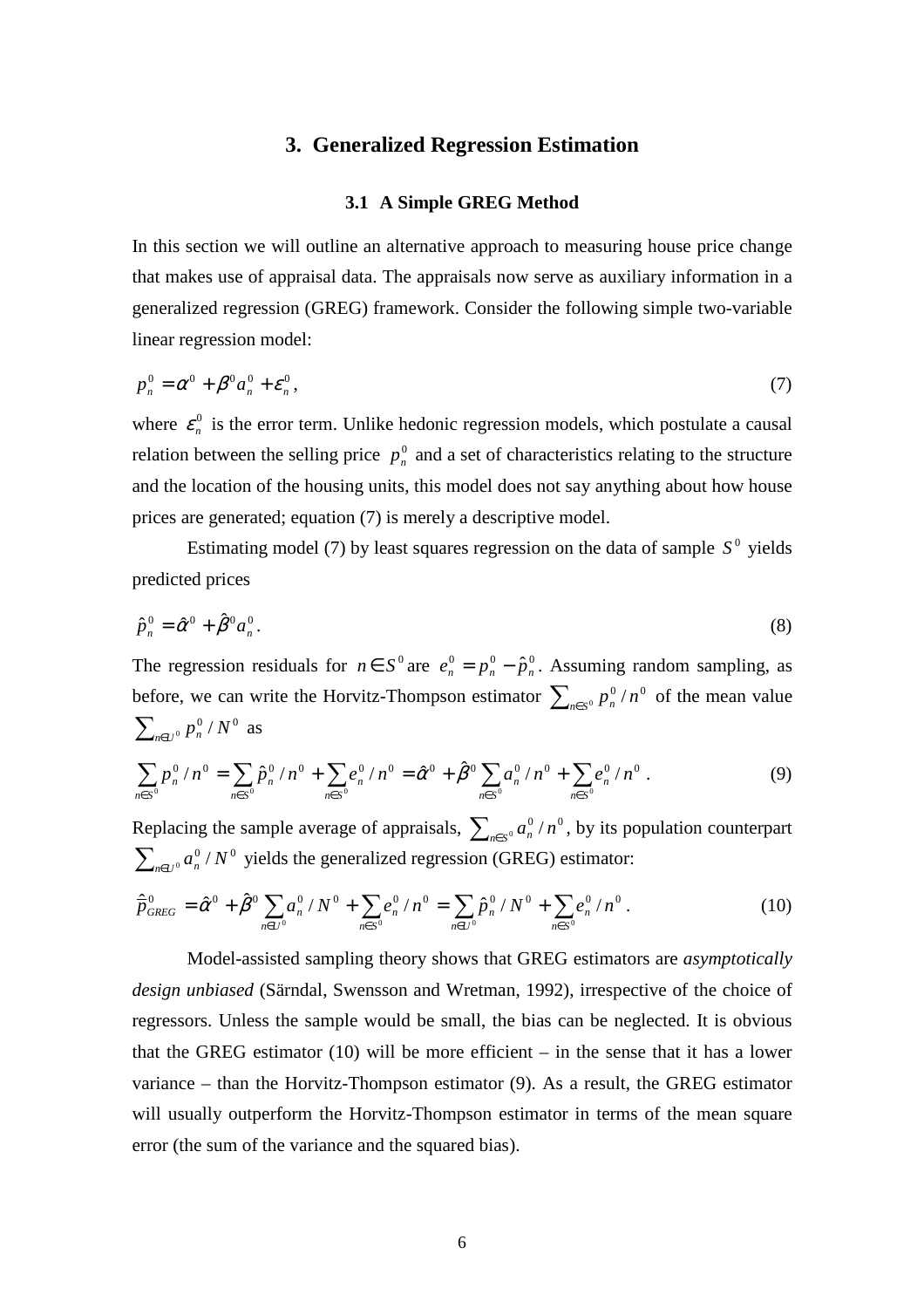## 3. Generalized Regression Estimation

### 3.1 A Simple GREG Method

In this section we will outline an alternative approach to measuring house price change that makes use of appraisal data. The appraisals now serve as auxiliary information in a generalized regression (GREG) framework. Consider the following simple two-variable linear regression model:

$$p_n^0 = \alpha^0 + \beta^0 a_n^0 + \varepsilon_n^0, \tag{7}$$

where $\varepsilon_n^0$ is the error term. Unlike hedonic regression models, which postulate a causal relation between the selling price $p_n^0$ and a set of characteristics relating to the structure and the location of the housing units, this model does not say anything about how house prices are generated; equation (7) is merely a descriptive model.

Estimating model (7) by least squares regression on the data of sample $S^0$ yields predicted prices

$$\hat{p}_n^0 = \hat{\alpha}^0 + \hat{\beta}^0 a_n^0. \tag{8}$$

The regression residuals for $n \in S^0$ are $e_n^0 = p_n^0 - \hat{p}_n^0$. Assuming random sampling, as before, we can write the Horvitz-Thompson estimator $\sum_{n\in S^0} p_n^0 / n^0$ of the mean value $\sum_{n\in U^0} p_n^0 / N^0$ as

$$\sum_{n\in S^0} p_n^0 / n^0 = \sum_{n\in S^0} \hat{p}_n^0 / n^0 + \sum_{n\in S^0} e_n^0 / n^0 = \hat{\alpha}^0 + \hat{\beta}^0 \sum_{n\in S^0} a_n^0 / n^0 + \sum_{n\in S^0} e_n^0 / n^0 \ . \tag{9}$$

Replacing the sample average of appraisals, $\sum_{n\in S^0} a_n^0 / n^0$, by its population counterpart $\sum_{n\in U^0} a_n^0 / N^0$ yields the generalized regression (GREG) estimator:

$$\hat{\bar{p}}_{GREG}^0 = \hat{\alpha}^0 + \hat{\beta}^0 \sum_{n\in U^0} a_n^0 / N^0 + \sum_{n\in S^0} e_n^0 / n^0 = \sum_{n\in U^0} \hat{p}_n^0 / N^0 + \sum_{n\in S^0} e_n^0 / n^0 \ . \tag{10}$$

Model-assisted sampling theory shows that GREG estimators are *asymptotically design unbiased* (Särndal, Swensson and Wretman, 1992), irrespective of the choice of regressors. Unless the sample would be small, the bias can be neglected. It is obvious that the GREG estimator (10) will be more efficient – in the sense that it has a lower variance – than the Horvitz-Thompson estimator (9). As a result, the GREG estimator will usually outperform the Horvitz-Thompson estimator in terms of the mean square error (the sum of the variance and the squared bias).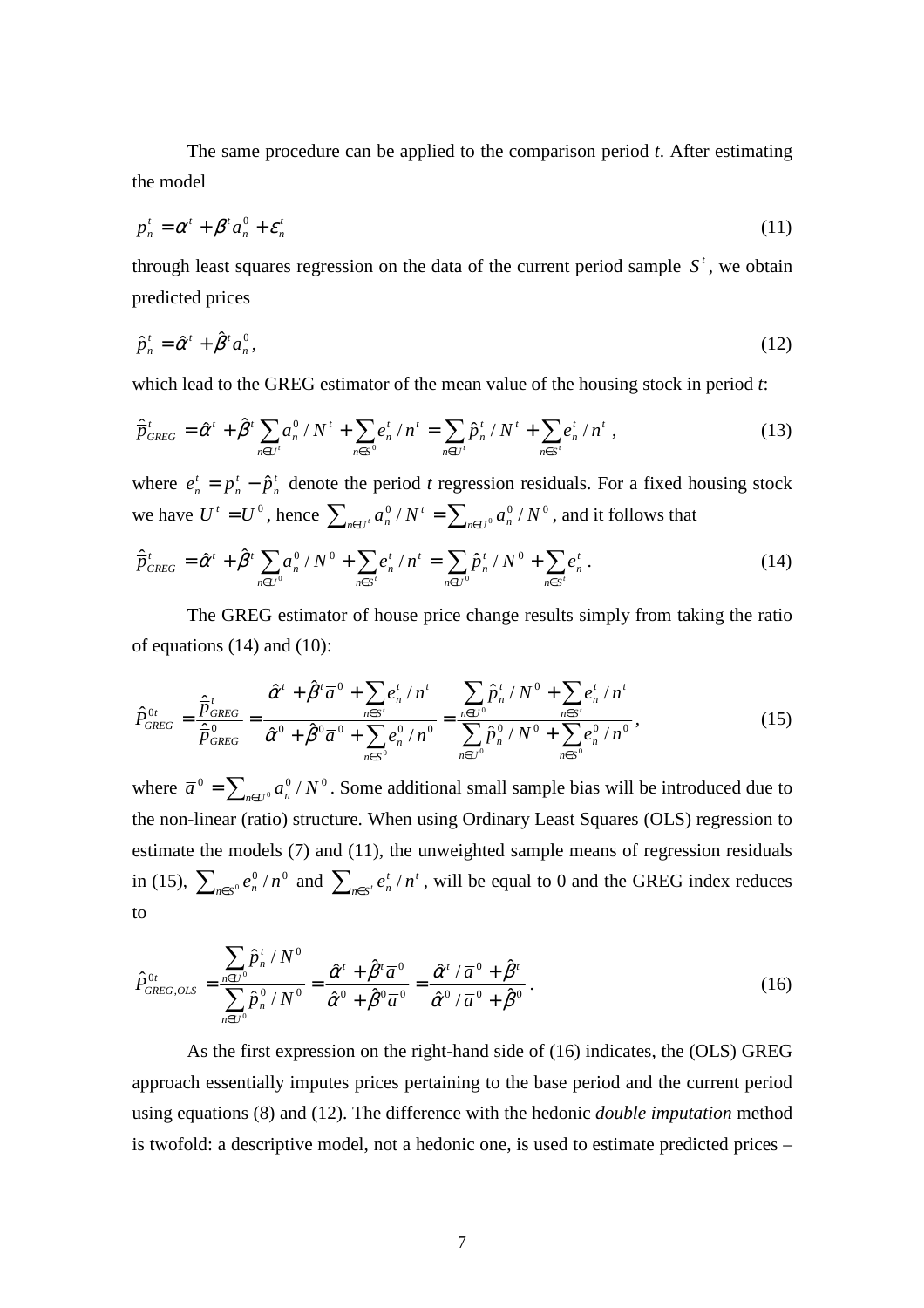The same procedure can be applied to the comparison period *t*. After estimating the model

$$p_n^t = \alpha^t + \beta^t a_n^0 + \varepsilon_n^t \tag{11}$$

through least squares regression on the data of the current period sample $S^t$, we obtain predicted prices

$$\hat{p}_n^t = \hat{\alpha}^t + \hat{\beta}^t a_n^0, \tag{12}$$

which lead to the GREG estimator of the mean value of the housing stock in period *t*:

$$\hat{\bar{p}}_{GREG}^t = \hat{\alpha}^t + \hat{\beta}^t \sum_{n \in U^t} a_n^0 / N^t + \sum_{n \in S^0} e_n^t / n^t = \sum_{n \in U^t} \hat{p}_n^t / N^t + \sum_{n \in S^t} e_n^t / n^t \;, \tag{13}$$

where $e_n^t = p_n^t - \hat{p}_n^t$ denote the period *t* regression residuals. For a fixed housing stock we have $U^t = U^0$, hence $\sum_{n \in U^t} a_n^0 / N^t = \sum_{n \in U^0} a_n^0 / N^0$, and it follows that

$$\hat{\bar{p}}_{GREG}^t = \hat{\alpha}^t + \hat{\beta}^t \sum_{n \in U^0} a_n^0 / N^0 + \sum_{n \in S^t} e_n^t / n^t = \sum_{n \in U^0} \hat{p}_n^t / N^0 + \sum_{n \in S^t} e_n^t \,. \tag{14}$$

The GREG estimator of house price change results simply from taking the ratio of equations (14) and (10):

$$\hat{P}_{GREG}^{0t} = \frac{\hat{\bar{p}}_{GREG}^t}{\hat{\bar{p}}_{GREG}^0} = \frac{\hat{\alpha}^t + \hat{\beta}^t \bar{a}^0 + \sum_{n \in S^t} e_n^t / n^t}{\hat{\alpha}^0 + \hat{\beta}^0 \bar{a}^0 + \sum_{n \in S^0} e_n^0 / n^0} = \frac{\sum_{n \in U^0} \hat{p}_n^t / N^0 + \sum_{n \in S^t} e_n^t / n^t}{\sum_{n \in U^0} \hat{p}_n^0 / N^0 + \sum_{n \in S^0} e_n^0 / n^0} \,, \tag{15}$$

where $\bar{a}^0 = \sum_{n \in U^0} a_n^0 / N^0$. Some additional small sample bias will be introduced due to the non-linear (ratio) structure. When using Ordinary Least Squares (OLS) regression to estimate the models (7) and (11), the unweighted sample means of regression residuals in (15), $\sum_{n \in S^0} e_n^0 / n^0$ and $\sum_{n \in S^t} e_n^t / n^t$, will be equal to 0 and the GREG index reduces to

$$\hat{P}_{GREG,OLS}^{0t} = \frac{\sum_{n \in U^0} \hat{p}_n^t / N^0}{\sum_{n \in U^0} \hat{p}_n^0 / N^0} = \frac{\hat{\alpha}^t + \hat{\beta}^t \bar{a}^0}{\hat{\alpha}^0 + \hat{\beta}^0 \bar{a}^0} = \frac{\hat{\alpha}^t / \bar{a}^0 + \hat{\beta}^t}{\hat{\alpha}^0 / \bar{a}^0 + \hat{\beta}^0} \,. \tag{16}$$

As the first expression on the right-hand side of (16) indicates, the (OLS) GREG approach essentially imputes prices pertaining to the base period and the current period using equations (8) and (12). The difference with the hedonic *double imputation* method is twofold: a descriptive model, not a hedonic one, is used to estimate predicted prices –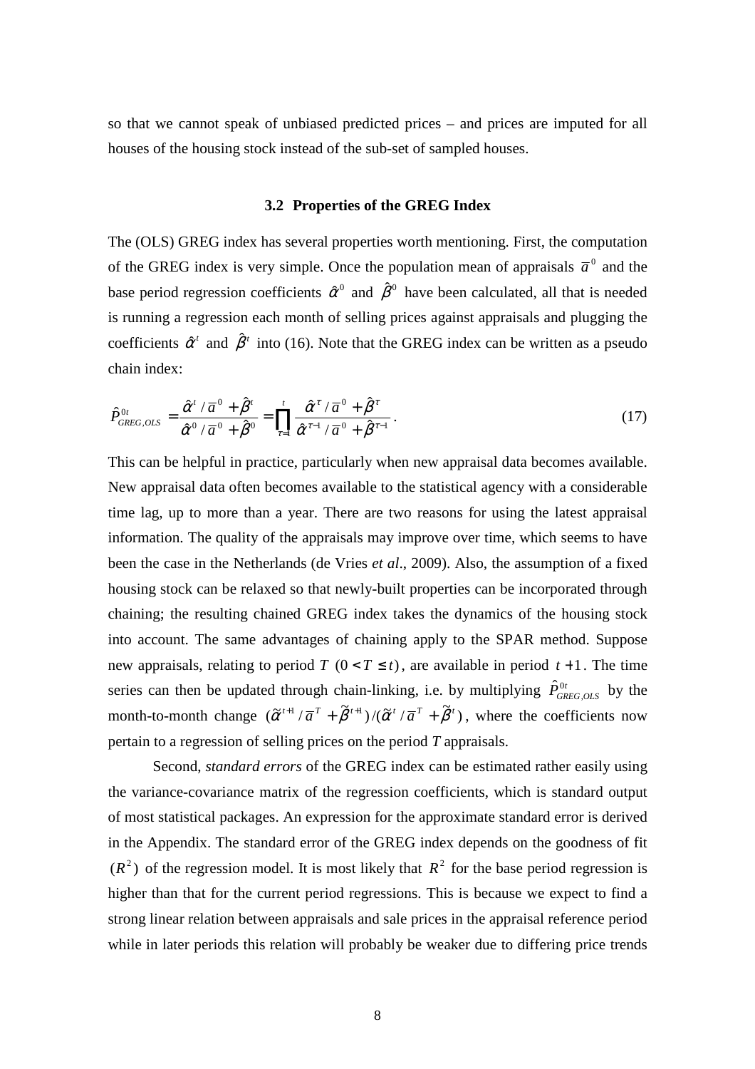so that we cannot speak of unbiased predicted prices – and prices are imputed for all houses of the housing stock instead of the sub-set of sampled houses.

### 3.2 Properties of the GREG Index

The (OLS) GREG index has several properties worth mentioning. First, the computation of the GREG index is very simple. Once the population mean of appraisals $\bar{a}^0$ and the base period regression coefficients $\hat{\alpha}^0$ and $\hat{\beta}^0$ have been calculated, all that is needed is running a regression each month of selling prices against appraisals and plugging the coefficients $\hat{\alpha}^t$ and $\hat{\beta}^t$ into (16). Note that the GREG index can be written as a pseudo chain index:

$$\hat{P}^{0t}_{GREG,OLS} = \frac{\hat{\alpha}^t / \bar{a}^0 + \hat{\beta}^t}{\hat{\alpha}^0 / \bar{a}^0 + \hat{\beta}^0} = \prod_{\tau=1}^{t} \frac{\hat{\alpha}^\tau / \bar{a}^0 + \hat{\beta}^\tau}{\hat{\alpha}^{\tau-1} / \bar{a}^0 + \hat{\beta}^{\tau-1}}. \tag{17}$$

This can be helpful in practice, particularly when new appraisal data becomes available. New appraisal data often becomes available to the statistical agency with a considerable time lag, up to more than a year. There are two reasons for using the latest appraisal information. The quality of the appraisals may improve over time, which seems to have been the case in the Netherlands (de Vries *et al*., 2009). Also, the assumption of a fixed housing stock can be relaxed so that newly-built properties can be incorporated through chaining; the resulting chained GREG index takes the dynamics of the housing stock into account. The same advantages of chaining apply to the SPAR method. Suppose new appraisals, relating to period $T$ $(0 < T \leq t)$, are available in period $t+1$. The time series can then be updated through chain-linking, i.e. by multiplying $\hat{P}^{0t}_{GREG,OLS}$ by the month-to-month change $(\tilde{\alpha}^{t+1} / \bar{a}^T + \tilde{\beta}^{t+1}) / (\tilde{\alpha}^t / \bar{a}^T + \tilde{\beta}^t)$, where the coefficients now pertain to a regression of selling prices on the period $T$ appraisals.

Second, *standard errors* of the GREG index can be estimated rather easily using the variance-covariance matrix of the regression coefficients, which is standard output of most statistical packages. An expression for the approximate standard error is derived in the Appendix. The standard error of the GREG index depends on the goodness of fit $(R^2)$ of the regression model. It is most likely that $R^2$ for the base period regression is higher than that for the current period regressions. This is because we expect to find a strong linear relation between appraisals and sale prices in the appraisal reference period while in later periods this relation will probably be weaker due to differing price trends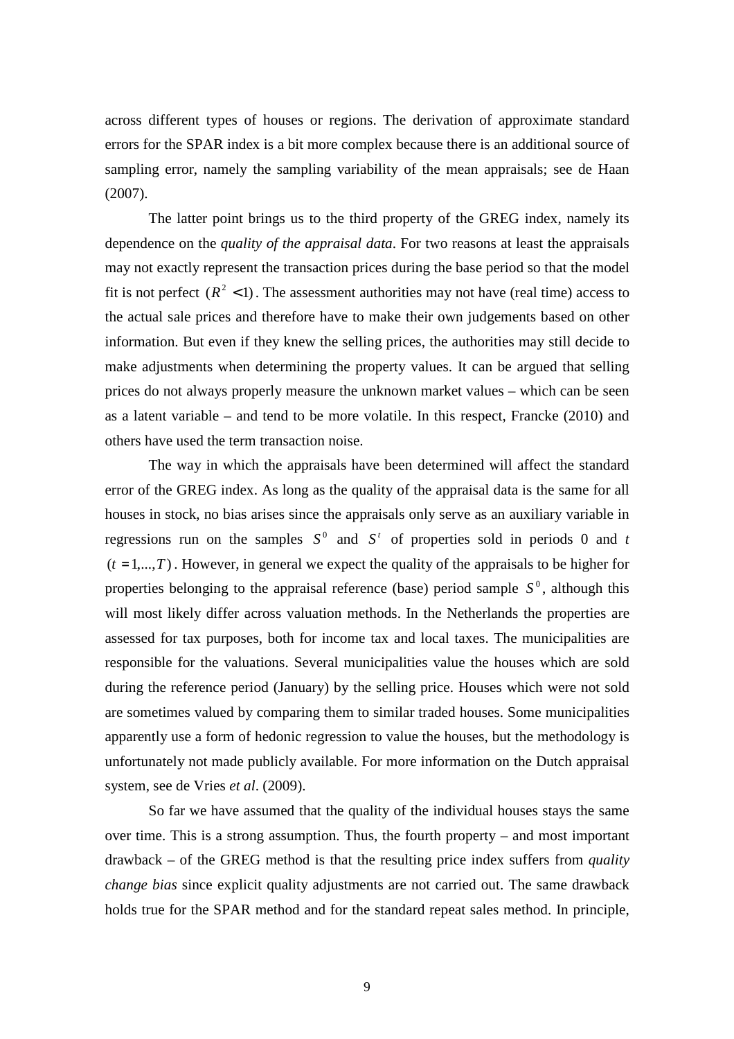across different types of houses or regions. The derivation of approximate standard errors for the SPAR index is a bit more complex because there is an additional source of sampling error, namely the sampling variability of the mean appraisals; see de Haan (2007).

The latter point brings us to the third property of the GREG index, namely its dependence on the *quality of the appraisal data*. For two reasons at least the appraisals may not exactly represent the transaction prices during the base period so that the model fit is not perfect $(R^2 < 1)$. The assessment authorities may not have (real time) access to the actual sale prices and therefore have to make their own judgements based on other information. But even if they knew the selling prices, the authorities may still decide to make adjustments when determining the property values. It can be argued that selling prices do not always properly measure the unknown market values – which can be seen as a latent variable – and tend to be more volatile. In this respect, Francke (2010) and others have used the term transaction noise.

The way in which the appraisals have been determined will affect the standard error of the GREG index. As long as the quality of the appraisal data is the same for all houses in stock, no bias arises since the appraisals only serve as an auxiliary variable in regressions run on the samples $S^0$ and $S^t$ of properties sold in periods 0 and $t$ $(t = 1,...,T)$. However, in general we expect the quality of the appraisals to be higher for properties belonging to the appraisal reference (base) period sample $S^0$, although this will most likely differ across valuation methods. In the Netherlands the properties are assessed for tax purposes, both for income tax and local taxes. The municipalities are responsible for the valuations. Several municipalities value the houses which are sold during the reference period (January) by the selling price. Houses which were not sold are sometimes valued by comparing them to similar traded houses. Some municipalities apparently use a form of hedonic regression to value the houses, but the methodology is unfortunately not made publicly available. For more information on the Dutch appraisal system, see de Vries *et al*. (2009).

So far we have assumed that the quality of the individual houses stays the same over time. This is a strong assumption. Thus, the fourth property – and most important drawback – of the GREG method is that the resulting price index suffers from *quality change bias* since explicit quality adjustments are not carried out. The same drawback holds true for the SPAR method and for the standard repeat sales method. In principle,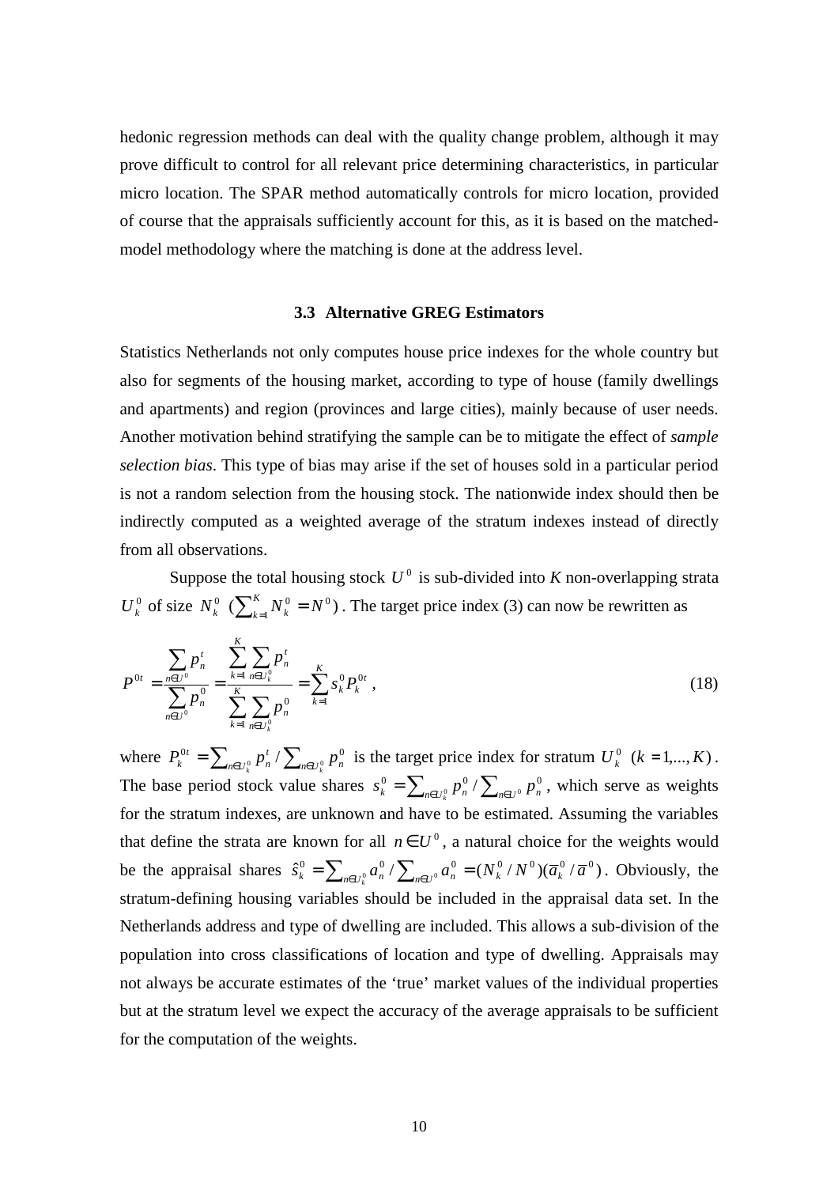hedonic regression methods can deal with the quality change problem, although it may prove difficult to control for all relevant price determining characteristics, in particular micro location. The SPAR method automatically controls for micro location, provided of course that the appraisals sufficiently account for this, as it is based on the matched-model methodology where the matching is done at the address level.

### 3.3 Alternative GREG Estimators

Statistics Netherlands not only computes house price indexes for the whole country but also for segments of the housing market, according to type of house (family dwellings and apartments) and region (provinces and large cities), mainly because of user needs. Another motivation behind stratifying the sample can be to mitigate the effect of *sample selection bias*. This type of bias may arise if the set of houses sold in a particular period is not a random selection from the housing stock. The nationwide index should then be indirectly computed as a weighted average of the stratum indexes instead of directly from all observations.

Suppose the total housing stock $U^0$ is sub-divided into $K$ non-overlapping strata $U_k^0$ of size $N_k^0$ $(\sum_{k=1}^{K} N_k^0 = N^0)$. The target price index (3) can now be rewritten as

$$P^{0t} = \frac{\sum_{n \in U^0} p_n^t}{\sum_{n \in U^0} p_n^0} = \frac{\sum_{k=1}^{K} \sum_{n \in U_k^0} p_n^t}{\sum_{k=1}^{K} \sum_{n \in U_k^0} p_n^0} = \sum_{k=1}^{K} s_k^0 P_k^{0t}, \tag{18}$$

where $P_k^{0t} = \sum_{n \in U_k^0} p_n^t / \sum_{n \in U_k^0} p_n^0$ is the target price index for stratum $U_k^0$ $(k = 1,...,K)$. The base period stock value shares $s_k^0 = \sum_{n \in U_k^0} p_n^0 / \sum_{n \in U^0} p_n^0$, which serve as weights for the stratum indexes, are unknown and have to be estimated. Assuming the variables that define the strata are known for all $n \in U^0$, a natural choice for the weights would be the appraisal shares $\hat{s}_k^0 = \sum_{n \in U_k^0} a_n^0 / \sum_{n \in U^0} a_n^0 = (N_k^0 / N^0)(\bar{a}_k^0 / \bar{a}^0)$. Obviously, the stratum-defining housing variables should be included in the appraisal data set. In the Netherlands address and type of dwelling are included. This allows a sub-division of the population into cross classifications of location and type of dwelling. Appraisals may not always be accurate estimates of the 'true' market values of the individual properties but at the stratum level we expect the accuracy of the average appraisals to be sufficient for the computation of the weights.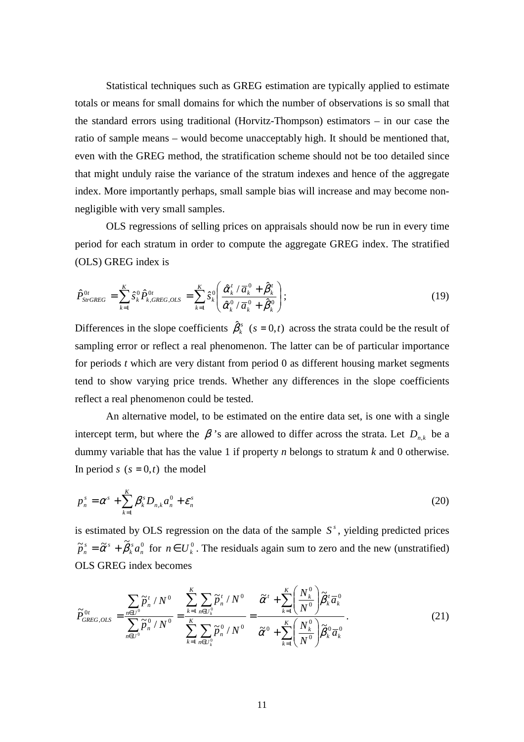Statistical techniques such as GREG estimation are typically applied to estimate totals or means for small domains for which the number of observations is so small that the standard errors using traditional (Horvitz-Thompson) estimators – in our case the ratio of sample means – would become unacceptably high. It should be mentioned that, even with the GREG method, the stratification scheme should not be too detailed since that might unduly raise the variance of the stratum indexes and hence of the aggregate index. More importantly perhaps, small sample bias will increase and may become non-negligible with very small samples.

OLS regressions of selling prices on appraisals should now be run in every time period for each stratum in order to compute the aggregate GREG index. The stratified (OLS) GREG index is

$$\hat{P}^{0t}_{StrGREG} = \sum_{k=1}^{K} \hat{s}^{0}_{k} \hat{P}^{0t}_{k,GREG,OLS} = \sum_{k=1}^{K} \hat{s}^{0}_{k} \left( \frac{\hat{\alpha}^{t}_{k} / \bar{a}^{0}_{k} + \hat{\beta}^{t}_{k}}{\hat{\alpha}^{0}_{k} / \bar{a}^{0}_{k} + \hat{\beta}^{0}_{k}} \right); \tag{19}$$

Differences in the slope coefficients $\hat{\beta}^{s}_{k}$ $(s = 0,t)$ across the strata could be the result of sampling error or reflect a real phenomenon. The latter can be of particular importance for periods *t* which are very distant from period 0 as different housing market segments tend to show varying price trends. Whether any differences in the slope coefficients reflect a real phenomenon could be tested.

An alternative model, to be estimated on the entire data set, is one with a single intercept term, but where the $\beta$'s are allowed to differ across the strata. Let $D_{n,k}$ be a dummy variable that has the value 1 if property *n* belongs to stratum *k* and 0 otherwise. In period *s* $(s = 0,t)$ the model

$$p^{s}_{n} = \alpha^{s} + \sum_{k=1}^{K} \beta^{s}_{k} D_{n,k} a^{0}_{n} + \varepsilon^{s}_{n} \tag{20}$$

is estimated by OLS regression on the data of the sample $S^{s}$, yielding predicted prices $\tilde{p}^{s}_{n} = \tilde{\alpha}^{s} + \tilde{\beta}^{s}_{k} a^{0}_{n}$ for $n \in U^{0}_{k}$. The residuals again sum to zero and the new (unstratified) OLS GREG index becomes

$$\tilde{P}^{0t}_{GREG,OLS} = \frac{\sum_{n \in U^{0}} \tilde{p}^{t}_{n} / N^{0}}{\sum_{n \in U^{0}} \tilde{p}^{0}_{n} / N^{0}} = \frac{\sum_{k=1}^{K} \sum_{n \in U^{0}_{k}} \tilde{p}^{t}_{n} / N^{0}}{\sum_{k=1}^{K} \sum_{n \in U^{0}_{k}} \tilde{p}^{0}_{n} / N^{0}} = \frac{\tilde{\alpha}^{t} + \sum_{k=1}^{K} \left( \frac{N^{0}_{k}}{N^{0}} \right) \tilde{\beta}^{t}_{k} \bar{a}^{0}_{k}}{\tilde{\alpha}^{0} + \sum_{k=1}^{K} \left( \frac{N^{0}_{k}}{N^{0}} \right) \tilde{\beta}^{0}_{k} \bar{a}^{0}_{k}}. \tag{21}$$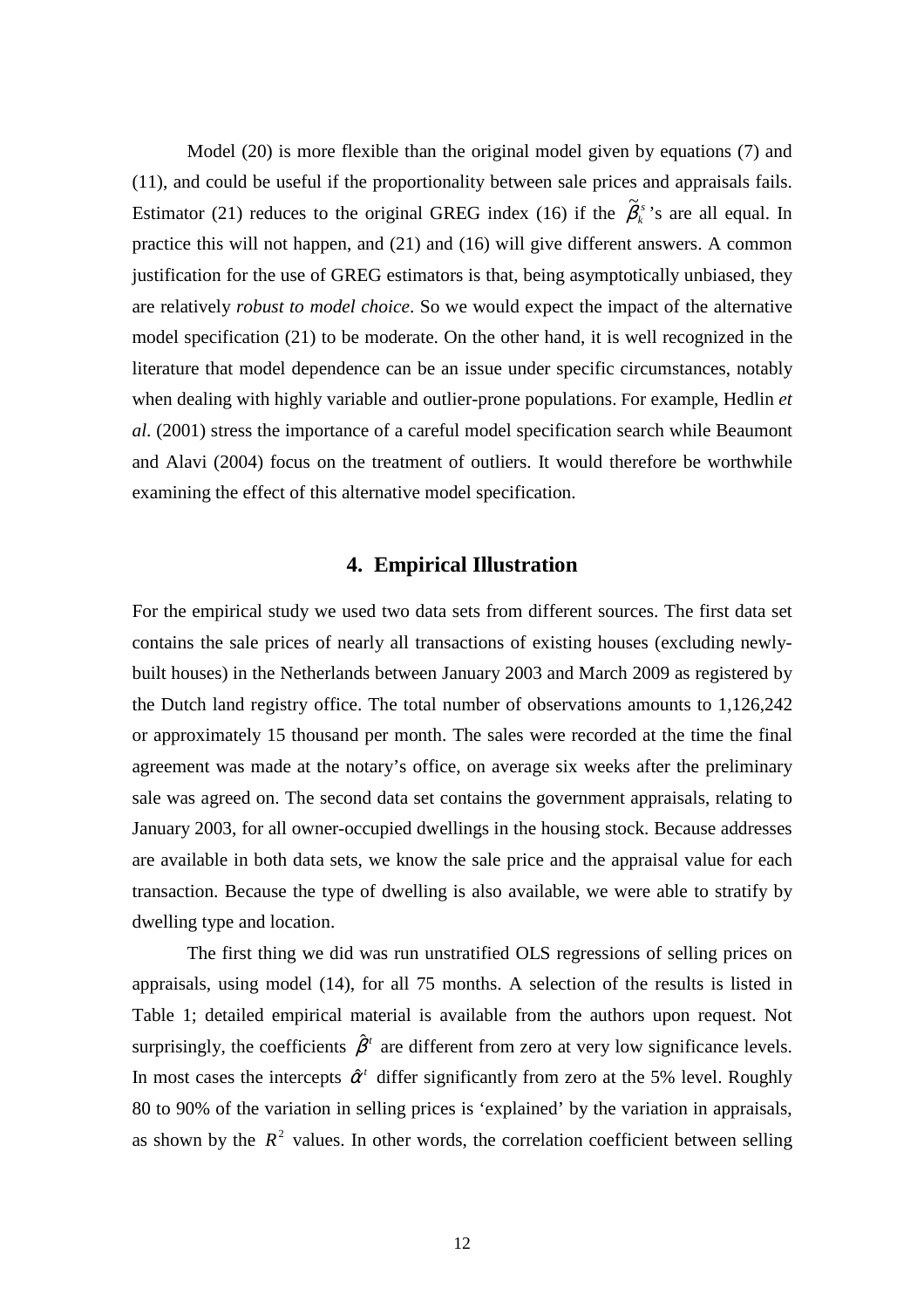Model (20) is more flexible than the original model given by equations (7) and (11), and could be useful if the proportionality between sale prices and appraisals fails. Estimator (21) reduces to the original GREG index (16) if the $\tilde{\beta}_k^s$'s are all equal. In practice this will not happen, and (21) and (16) will give different answers. A common justification for the use of GREG estimators is that, being asymptotically unbiased, they are relatively *robust to model choice*. So we would expect the impact of the alternative model specification (21) to be moderate. On the other hand, it is well recognized in the literature that model dependence can be an issue under specific circumstances, notably when dealing with highly variable and outlier-prone populations. For example, Hedlin *et al*. (2001) stress the importance of a careful model specification search while Beaumont and Alavi (2004) focus on the treatment of outliers. It would therefore be worthwhile examining the effect of this alternative model specification.

## 4. Empirical Illustration

For the empirical study we used two data sets from different sources. The first data set contains the sale prices of nearly all transactions of existing houses (excluding newly-built houses) in the Netherlands between January 2003 and March 2009 as registered by the Dutch land registry office. The total number of observations amounts to 1,126,242 or approximately 15 thousand per month. The sales were recorded at the time the final agreement was made at the notary's office, on average six weeks after the preliminary sale was agreed on. The second data set contains the government appraisals, relating to January 2003, for all owner-occupied dwellings in the housing stock. Because addresses are available in both data sets, we know the sale price and the appraisal value for each transaction. Because the type of dwelling is also available, we were able to stratify by dwelling type and location.

The first thing we did was run unstratified OLS regressions of selling prices on appraisals, using model (14), for all 75 months. A selection of the results is listed in Table 1; detailed empirical material is available from the authors upon request. Not surprisingly, the coefficients $\hat{\beta}^t$ are different from zero at very low significance levels. In most cases the intercepts $\hat{\alpha}^t$ differ significantly from zero at the 5% level. Roughly 80 to 90% of the variation in selling prices is 'explained' by the variation in appraisals, as shown by the $R^2$ values. In other words, the correlation coefficient between selling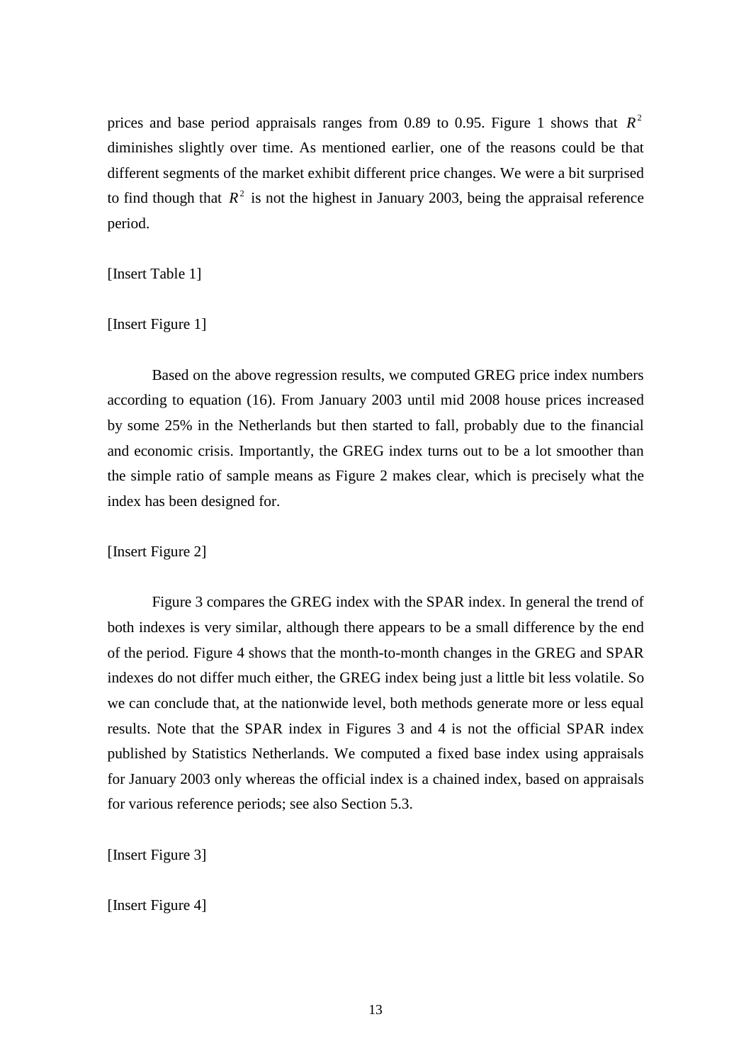prices and base period appraisals ranges from 0.89 to 0.95. Figure 1 shows that $R^2$ diminishes slightly over time. As mentioned earlier, one of the reasons could be that different segments of the market exhibit different price changes. We were a bit surprised to find though that $R^2$ is not the highest in January 2003, being the appraisal reference period.

[Insert Table 1]

[Insert Figure 1]

Based on the above regression results, we computed GREG price index numbers according to equation (16). From January 2003 until mid 2008 house prices increased by some 25% in the Netherlands but then started to fall, probably due to the financial and economic crisis. Importantly, the GREG index turns out to be a lot smoother than the simple ratio of sample means as Figure 2 makes clear, which is precisely what the index has been designed for.

[Insert Figure 2]

Figure 3 compares the GREG index with the SPAR index. In general the trend of both indexes is very similar, although there appears to be a small difference by the end of the period. Figure 4 shows that the month-to-month changes in the GREG and SPAR indexes do not differ much either, the GREG index being just a little bit less volatile. So we can conclude that, at the nationwide level, both methods generate more or less equal results. Note that the SPAR index in Figures 3 and 4 is not the official SPAR index published by Statistics Netherlands. We computed a fixed base index using appraisals for January 2003 only whereas the official index is a chained index, based on appraisals for various reference periods; see also Section 5.3.

[Insert Figure 3]

[Insert Figure 4]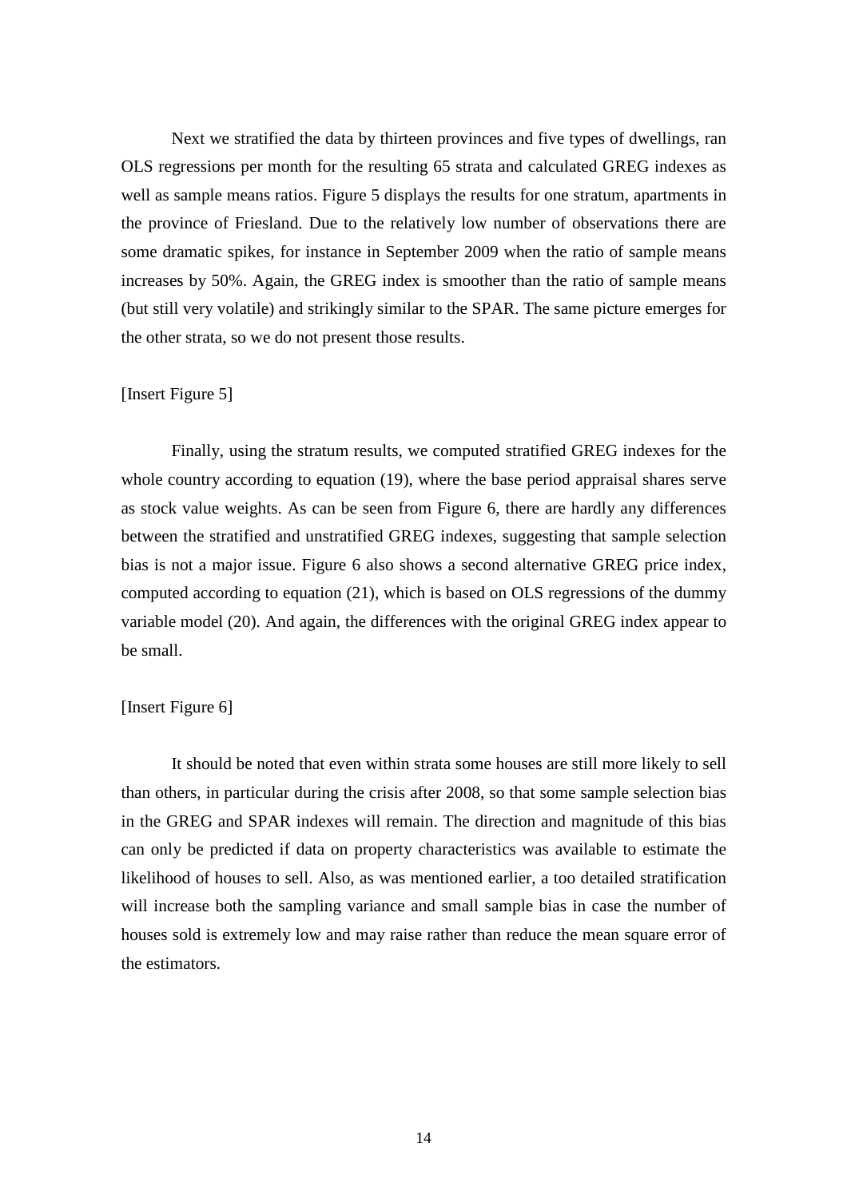Next we stratified the data by thirteen provinces and five types of dwellings, ran OLS regressions per month for the resulting 65 strata and calculated GREG indexes as well as sample means ratios. Figure 5 displays the results for one stratum, apartments in the province of Friesland. Due to the relatively low number of observations there are some dramatic spikes, for instance in September 2009 when the ratio of sample means increases by 50%. Again, the GREG index is smoother than the ratio of sample means (but still very volatile) and strikingly similar to the SPAR. The same picture emerges for the other strata, so we do not present those results.

[Insert Figure 5]

Finally, using the stratum results, we computed stratified GREG indexes for the whole country according to equation (19), where the base period appraisal shares serve as stock value weights. As can be seen from Figure 6, there are hardly any differences between the stratified and unstratified GREG indexes, suggesting that sample selection bias is not a major issue. Figure 6 also shows a second alternative GREG price index, computed according to equation (21), which is based on OLS regressions of the dummy variable model (20). And again, the differences with the original GREG index appear to be small.

[Insert Figure 6]

It should be noted that even within strata some houses are still more likely to sell than others, in particular during the crisis after 2008, so that some sample selection bias in the GREG and SPAR indexes will remain. The direction and magnitude of this bias can only be predicted if data on property characteristics was available to estimate the likelihood of houses to sell. Also, as was mentioned earlier, a too detailed stratification will increase both the sampling variance and small sample bias in case the number of houses sold is extremely low and may raise rather than reduce the mean square error of the estimators.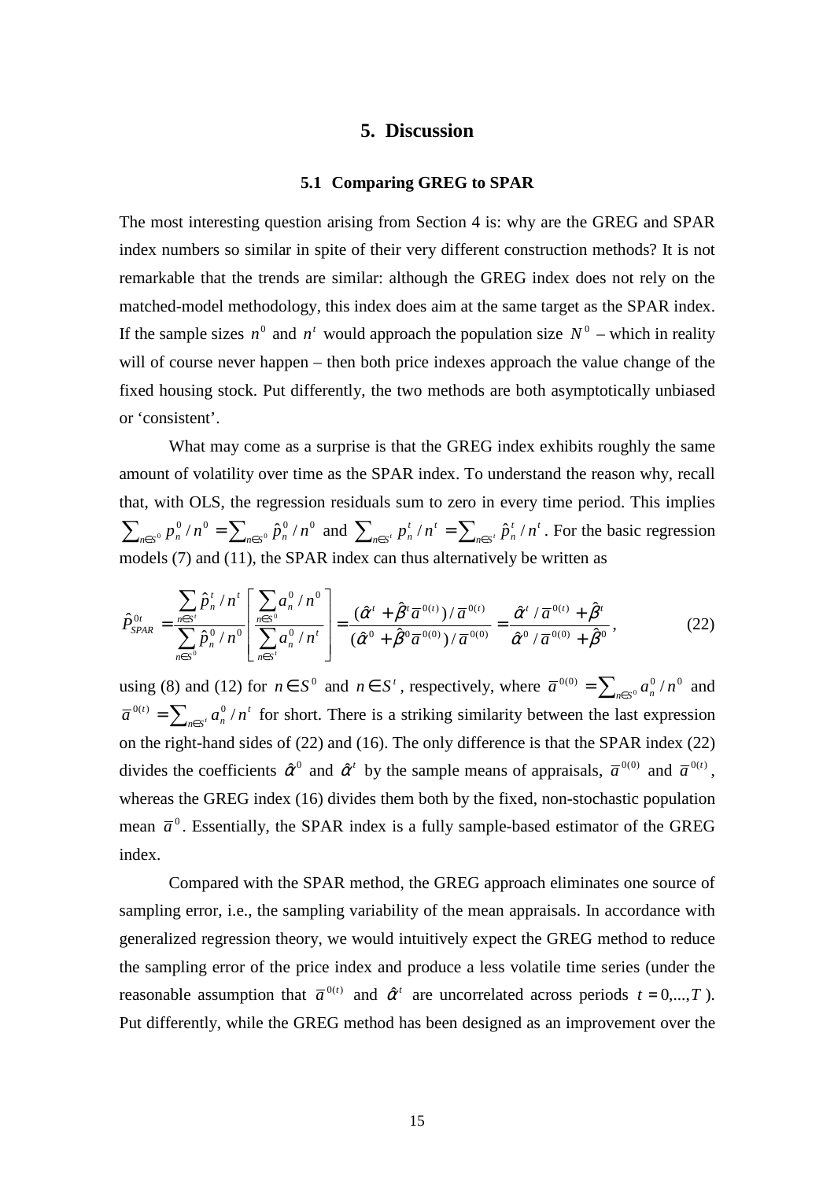## 5. Discussion

### 5.1 Comparing GREG to SPAR

The most interesting question arising from Section 4 is: why are the GREG and SPAR index numbers so similar in spite of their very different construction methods? It is not remarkable that the trends are similar: although the GREG index does not rely on the matched-model methodology, this index does aim at the same target as the SPAR index. If the sample sizes $n^0$ and $n^t$ would approach the population size $N^0$ – which in reality will of course never happen – then both price indexes approach the value change of the fixed housing stock. Put differently, the two methods are both asymptotically unbiased or 'consistent'.

What may come as a surprise is that the GREG index exhibits roughly the same amount of volatility over time as the SPAR index. To understand the reason why, recall that, with OLS, the regression residuals sum to zero in every time period. This implies $\sum_{n \in S^0} p_n^0 / n^0 = \sum_{n \in S^0} \hat{p}_n^0 / n^0$ and $\sum_{n \in S^t} p_n^t / n^t = \sum_{n \in S^t} \hat{p}_n^t / n^t$. For the basic regression models (7) and (11), the SPAR index can thus alternatively be written as

$$\hat{P}_{SPAR}^{0t} = \frac{\sum_{n \in S^t} \hat{p}_n^t / n^t}{\sum_{n \in S^0} \hat{p}_n^0 / n^0} \left[ \frac{\sum_{n \in S^0} a_n^0 / n^0}{\sum_{n \in S^t} a_n^0 / n^t} \right] = \frac{(\hat{\alpha}^t + \hat{\beta}^t \bar{a}^{0(t)}) / \bar{a}^{0(t)}}{(\hat{\alpha}^0 + \hat{\beta}^0 \bar{a}^{0(0)}) / \bar{a}^{0(0)}} = \frac{\hat{\alpha}^t / \bar{a}^{0(t)} + \hat{\beta}^t}{\hat{\alpha}^0 / \bar{a}^{0(0)} + \hat{\beta}^0}, \tag{22}$$

using (8) and (12) for $n \in S^0$ and $n \in S^t$, respectively, where $\bar{a}^{0(0)} = \sum_{n \in S^0} a_n^0 / n^0$ and $\bar{a}^{0(t)} = \sum_{n \in S^t} a_n^0 / n^t$ for short. There is a striking similarity between the last expression on the right-hand sides of (22) and (16). The only difference is that the SPAR index (22) divides the coefficients $\hat{\alpha}^0$ and $\hat{\alpha}^t$ by the sample means of appraisals, $\bar{a}^{0(0)}$ and $\bar{a}^{0(t)}$, whereas the GREG index (16) divides them both by the fixed, non-stochastic population mean $\bar{a}^0$. Essentially, the SPAR index is a fully sample-based estimator of the GREG index.

Compared with the SPAR method, the GREG approach eliminates one source of sampling error, i.e., the sampling variability of the mean appraisals. In accordance with generalized regression theory, we would intuitively expect the GREG method to reduce the sampling error of the price index and produce a less volatile time series (under the reasonable assumption that $\bar{a}^{0(t)}$ and $\hat{\alpha}^t$ are uncorrelated across periods $t = 0,...,T$). Put differently, while the GREG method has been designed as an improvement over the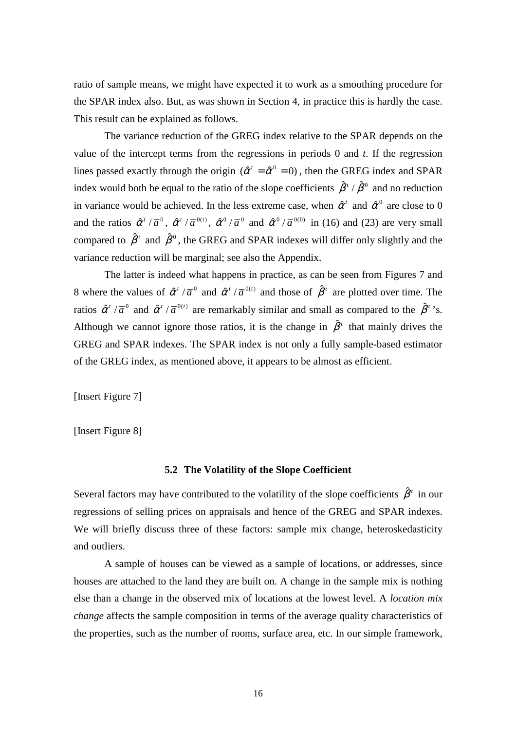ratio of sample means, we might have expected it to work as a smoothing procedure for the SPAR index also. But, as was shown in Section 4, in practice this is hardly the case. This result can be explained as follows.

The variance reduction of the GREG index relative to the SPAR depends on the value of the intercept terms from the regressions in periods 0 and *t*. If the regression lines passed exactly through the origin $(\hat{\alpha}^t = \hat{\alpha}^0 = 0)$, then the GREG index and SPAR index would both be equal to the ratio of the slope coefficients $\hat{\beta}^t / \hat{\beta}^0$ and no reduction in variance would be achieved. In the less extreme case, when $\hat{\alpha}^t$ and $\hat{\alpha}^0$ are close to 0 and the ratios $\hat{\alpha}^t / \bar{a}^0$, $\hat{\alpha}^t / \bar{a}^{0(t)}$, $\hat{\alpha}^0 / \bar{a}^0$ and $\hat{\alpha}^0 / \bar{a}^{0(0)}$ in (16) and (23) are very small compared to $\hat{\beta}^t$ and $\hat{\beta}^0$, the GREG and SPAR indexes will differ only slightly and the variance reduction will be marginal; see also the Appendix.

The latter is indeed what happens in practice, as can be seen from Figures 7 and 8 where the values of $\hat{\alpha}^t / \bar{a}^0$ and $\hat{\alpha}^t / \bar{a}^{0(t)}$ and those of $\hat{\beta}^t$ are plotted over time. The ratios $\hat{\alpha}^t / \bar{a}^0$ and $\hat{\alpha}^t / \bar{a}^{0(t)}$ are remarkably similar and small as compared to the $\hat{\beta}^t$'s. Although we cannot ignore those ratios, it is the change in $\hat{\beta}^t$ that mainly drives the GREG and SPAR indexes. The SPAR index is not only a fully sample-based estimator of the GREG index, as mentioned above, it appears to be almost as efficient.

[Insert Figure 7]

[Insert Figure 8]

### 5.2 The Volatility of the Slope Coefficient

Several factors may have contributed to the volatility of the slope coefficients $\hat{\beta}^t$ in our regressions of selling prices on appraisals and hence of the GREG and SPAR indexes. We will briefly discuss three of these factors: sample mix change, heteroskedasticity and outliers.

A sample of houses can be viewed as a sample of locations, or addresses, since houses are attached to the land they are built on. A change in the sample mix is nothing else than a change in the observed mix of locations at the lowest level. A *location mix change* affects the sample composition in terms of the average quality characteristics of the properties, such as the number of rooms, surface area, etc. In our simple framework,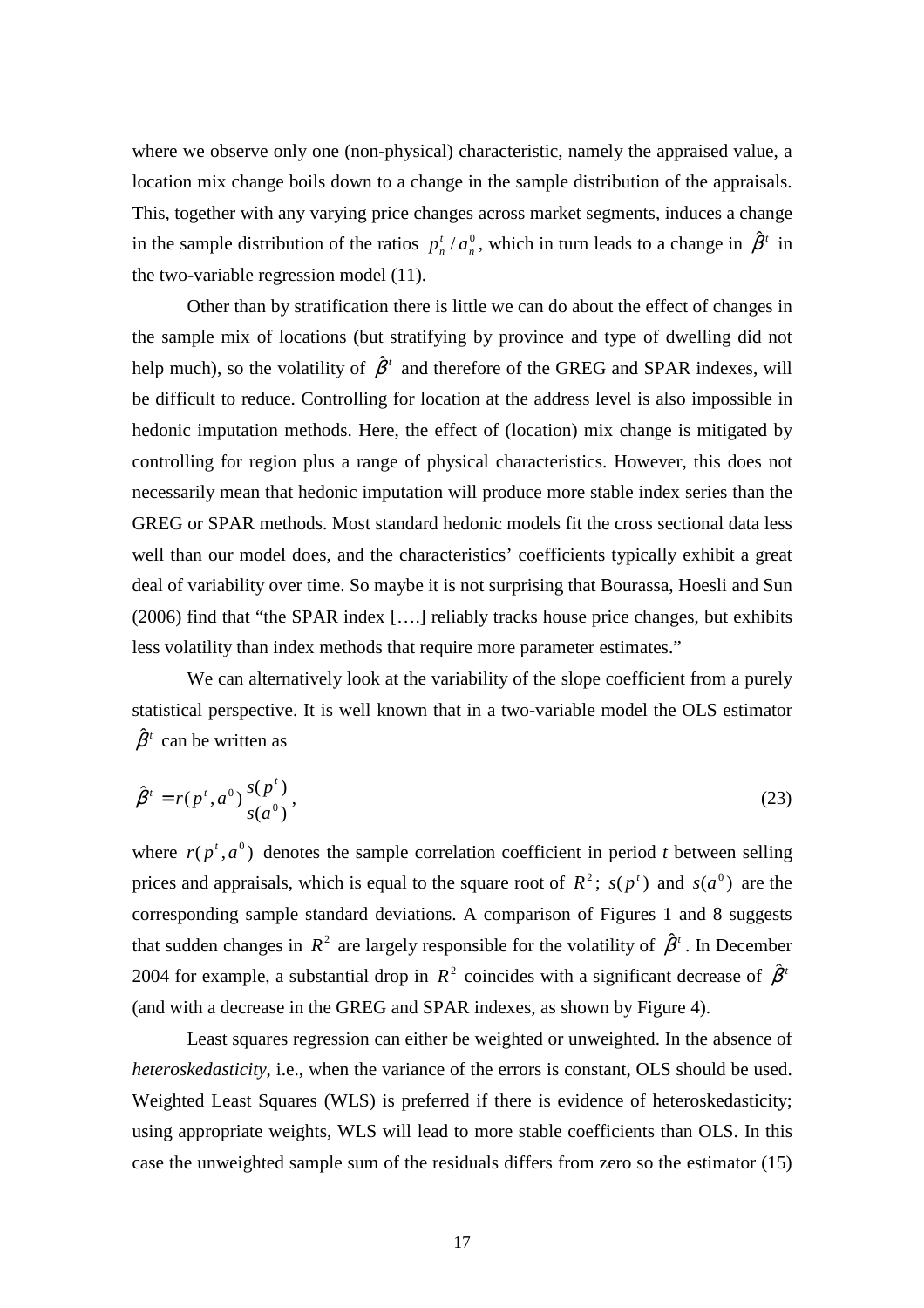where we observe only one (non-physical) characteristic, namely the appraised value, a location mix change boils down to a change in the sample distribution of the appraisals. This, together with any varying price changes across market segments, induces a change in the sample distribution of the ratios $p_n^t / a_n^0$, which in turn leads to a change in $\hat{\beta}^t$ in the two-variable regression model (11).

Other than by stratification there is little we can do about the effect of changes in the sample mix of locations (but stratifying by province and type of dwelling did not help much), so the volatility of $\hat{\beta}^t$ and therefore of the GREG and SPAR indexes, will be difficult to reduce. Controlling for location at the address level is also impossible in hedonic imputation methods. Here, the effect of (location) mix change is mitigated by controlling for region plus a range of physical characteristics. However, this does not necessarily mean that hedonic imputation will produce more stable index series than the GREG or SPAR methods. Most standard hedonic models fit the cross sectional data less well than our model does, and the characteristics' coefficients typically exhibit a great deal of variability over time. So maybe it is not surprising that Bourassa, Hoesli and Sun (2006) find that "the SPAR index [….] reliably tracks house price changes, but exhibits less volatility than index methods that require more parameter estimates."

We can alternatively look at the variability of the slope coefficient from a purely statistical perspective. It is well known that in a two-variable model the OLS estimator $\hat{\beta}^t$ can be written as

$$\hat{\beta}^t = r(p^t, a^0) \frac{s(p^t)}{s(a^0)}, \tag{23}$$

where $r(p^t, a^0)$ denotes the sample correlation coefficient in period *t* between selling prices and appraisals, which is equal to the square root of $R^2$; $s(p^t)$ and $s(a^0)$ are the corresponding sample standard deviations. A comparison of Figures 1 and 8 suggests that sudden changes in $R^2$ are largely responsible for the volatility of $\hat{\beta}^t$. In December 2004 for example, a substantial drop in $R^2$ coincides with a significant decrease of $\hat{\beta}^t$ (and with a decrease in the GREG and SPAR indexes, as shown by Figure 4).

Least squares regression can either be weighted or unweighted. In the absence of *heteroskedasticity*, i.e., when the variance of the errors is constant, OLS should be used. Weighted Least Squares (WLS) is preferred if there is evidence of heteroskedasticity; using appropriate weights, WLS will lead to more stable coefficients than OLS. In this case the unweighted sample sum of the residuals differs from zero so the estimator (15)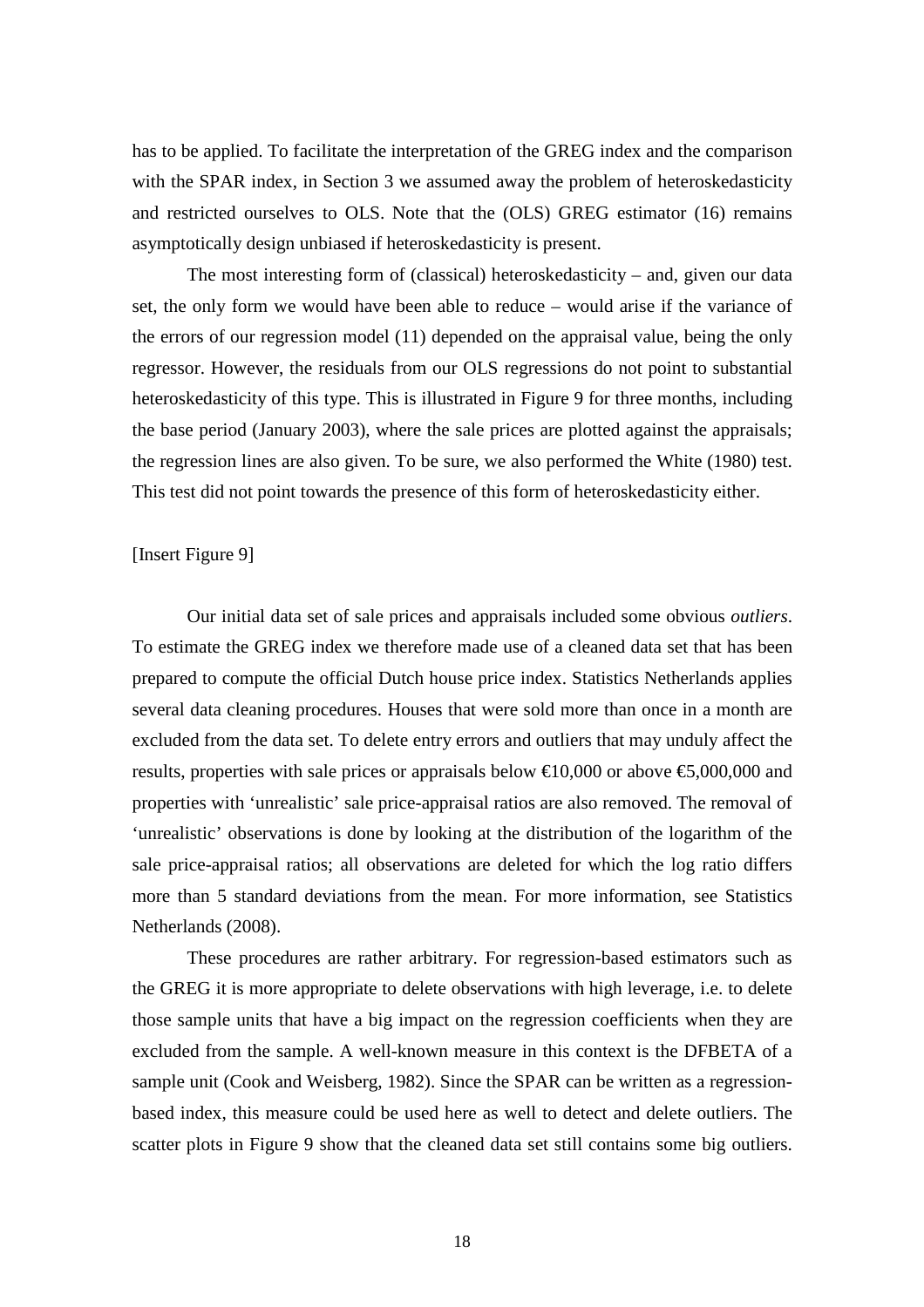has to be applied. To facilitate the interpretation of the GREG index and the comparison with the SPAR index, in Section 3 we assumed away the problem of heteroskedasticity and restricted ourselves to OLS. Note that the (OLS) GREG estimator (16) remains asymptotically design unbiased if heteroskedasticity is present.

The most interesting form of (classical) heteroskedasticity – and, given our data set, the only form we would have been able to reduce – would arise if the variance of the errors of our regression model (11) depended on the appraisal value, being the only regressor. However, the residuals from our OLS regressions do not point to substantial heteroskedasticity of this type. This is illustrated in Figure 9 for three months, including the base period (January 2003), where the sale prices are plotted against the appraisals; the regression lines are also given. To be sure, we also performed the White (1980) test. This test did not point towards the presence of this form of heteroskedasticity either.

[Insert Figure 9]

Our initial data set of sale prices and appraisals included some obvious *outliers*. To estimate the GREG index we therefore made use of a cleaned data set that has been prepared to compute the official Dutch house price index. Statistics Netherlands applies several data cleaning procedures. Houses that were sold more than once in a month are excluded from the data set. To delete entry errors and outliers that may unduly affect the results, properties with sale prices or appraisals below €10,000 or above €5,000,000 and properties with 'unrealistic' sale price-appraisal ratios are also removed. The removal of 'unrealistic' observations is done by looking at the distribution of the logarithm of the sale price-appraisal ratios; all observations are deleted for which the log ratio differs more than 5 standard deviations from the mean. For more information, see Statistics Netherlands (2008).

These procedures are rather arbitrary. For regression-based estimators such as the GREG it is more appropriate to delete observations with high leverage, i.e. to delete those sample units that have a big impact on the regression coefficients when they are excluded from the sample. A well-known measure in this context is the DFBETA of a sample unit (Cook and Weisberg, 1982). Since the SPAR can be written as a regression-based index, this measure could be used here as well to detect and delete outliers. The scatter plots in Figure 9 show that the cleaned data set still contains some big outliers.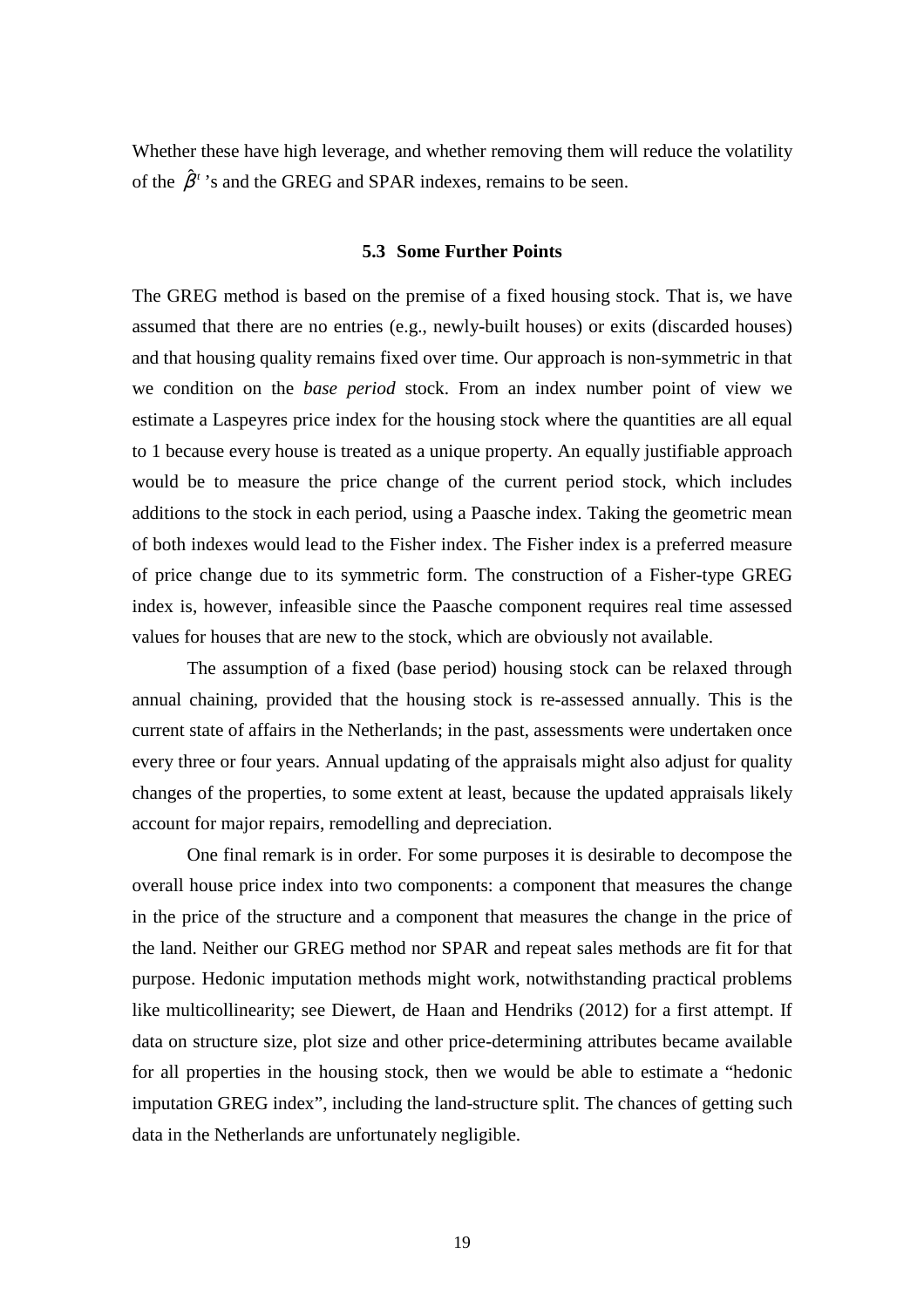Whether these have high leverage, and whether removing them will reduce the volatility of the $\hat{\beta}^t$'s and the GREG and SPAR indexes, remains to be seen.

### 5.3 Some Further Points

The GREG method is based on the premise of a fixed housing stock. That is, we have assumed that there are no entries (e.g., newly-built houses) or exits (discarded houses) and that housing quality remains fixed over time. Our approach is non-symmetric in that we condition on the *base period* stock. From an index number point of view we estimate a Laspeyres price index for the housing stock where the quantities are all equal to 1 because every house is treated as a unique property. An equally justifiable approach would be to measure the price change of the current period stock, which includes additions to the stock in each period, using a Paasche index. Taking the geometric mean of both indexes would lead to the Fisher index. The Fisher index is a preferred measure of price change due to its symmetric form. The construction of a Fisher-type GREG index is, however, infeasible since the Paasche component requires real time assessed values for houses that are new to the stock, which are obviously not available.

The assumption of a fixed (base period) housing stock can be relaxed through annual chaining, provided that the housing stock is re-assessed annually. This is the current state of affairs in the Netherlands; in the past, assessments were undertaken once every three or four years. Annual updating of the appraisals might also adjust for quality changes of the properties, to some extent at least, because the updated appraisals likely account for major repairs, remodelling and depreciation.

One final remark is in order. For some purposes it is desirable to decompose the overall house price index into two components: a component that measures the change in the price of the structure and a component that measures the change in the price of the land. Neither our GREG method nor SPAR and repeat sales methods are fit for that purpose. Hedonic imputation methods might work, notwithstanding practical problems like multicollinearity; see Diewert, de Haan and Hendriks (2012) for a first attempt. If data on structure size, plot size and other price-determining attributes became available for all properties in the housing stock, then we would be able to estimate a "hedonic imputation GREG index", including the land-structure split. The chances of getting such data in the Netherlands are unfortunately negligible.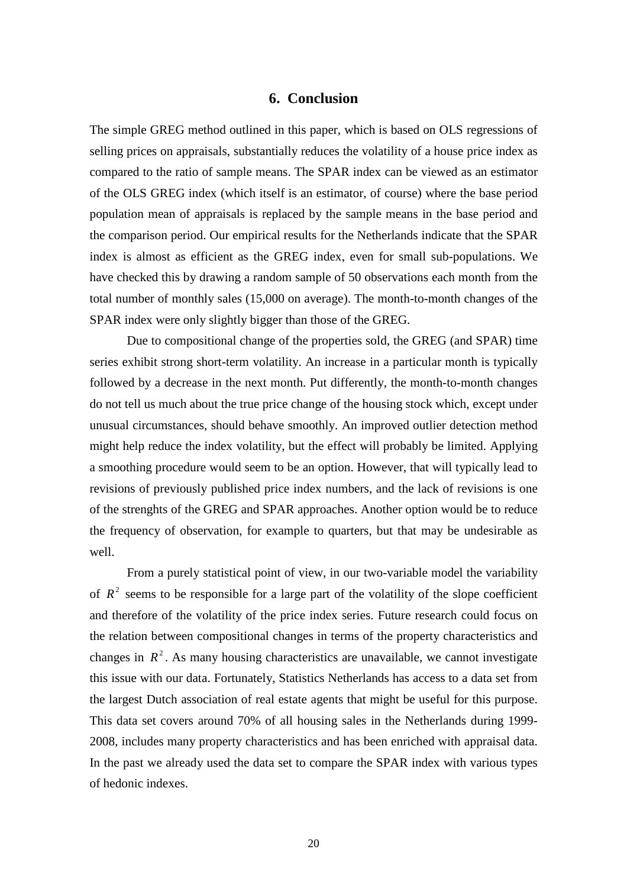## 6. Conclusion

The simple GREG method outlined in this paper, which is based on OLS regressions of selling prices on appraisals, substantially reduces the volatility of a house price index as compared to the ratio of sample means. The SPAR index can be viewed as an estimator of the OLS GREG index (which itself is an estimator, of course) where the base period population mean of appraisals is replaced by the sample means in the base period and the comparison period. Our empirical results for the Netherlands indicate that the SPAR index is almost as efficient as the GREG index, even for small sub-populations. We have checked this by drawing a random sample of 50 observations each month from the total number of monthly sales (15,000 on average). The month-to-month changes of the SPAR index were only slightly bigger than those of the GREG.

Due to compositional change of the properties sold, the GREG (and SPAR) time series exhibit strong short-term volatility. An increase in a particular month is typically followed by a decrease in the next month. Put differently, the month-to-month changes do not tell us much about the true price change of the housing stock which, except under unusual circumstances, should behave smoothly. An improved outlier detection method might help reduce the index volatility, but the effect will probably be limited. Applying a smoothing procedure would seem to be an option. However, that will typically lead to revisions of previously published price index numbers, and the lack of revisions is one of the strenghts of the GREG and SPAR approaches. Another option would be to reduce the frequency of observation, for example to quarters, but that may be undesirable as well.

From a purely statistical point of view, in our two-variable model the variability of $R^2$ seems to be responsible for a large part of the volatility of the slope coefficient and therefore of the volatility of the price index series. Future research could focus on the relation between compositional changes in terms of the property characteristics and changes in $R^2$. As many housing characteristics are unavailable, we cannot investigate this issue with our data. Fortunately, Statistics Netherlands has access to a data set from the largest Dutch association of real estate agents that might be useful for this purpose. This data set covers around 70% of all housing sales in the Netherlands during 1999-2008, includes many property characteristics and has been enriched with appraisal data. In the past we already used the data set to compare the SPAR index with various types of hedonic indexes.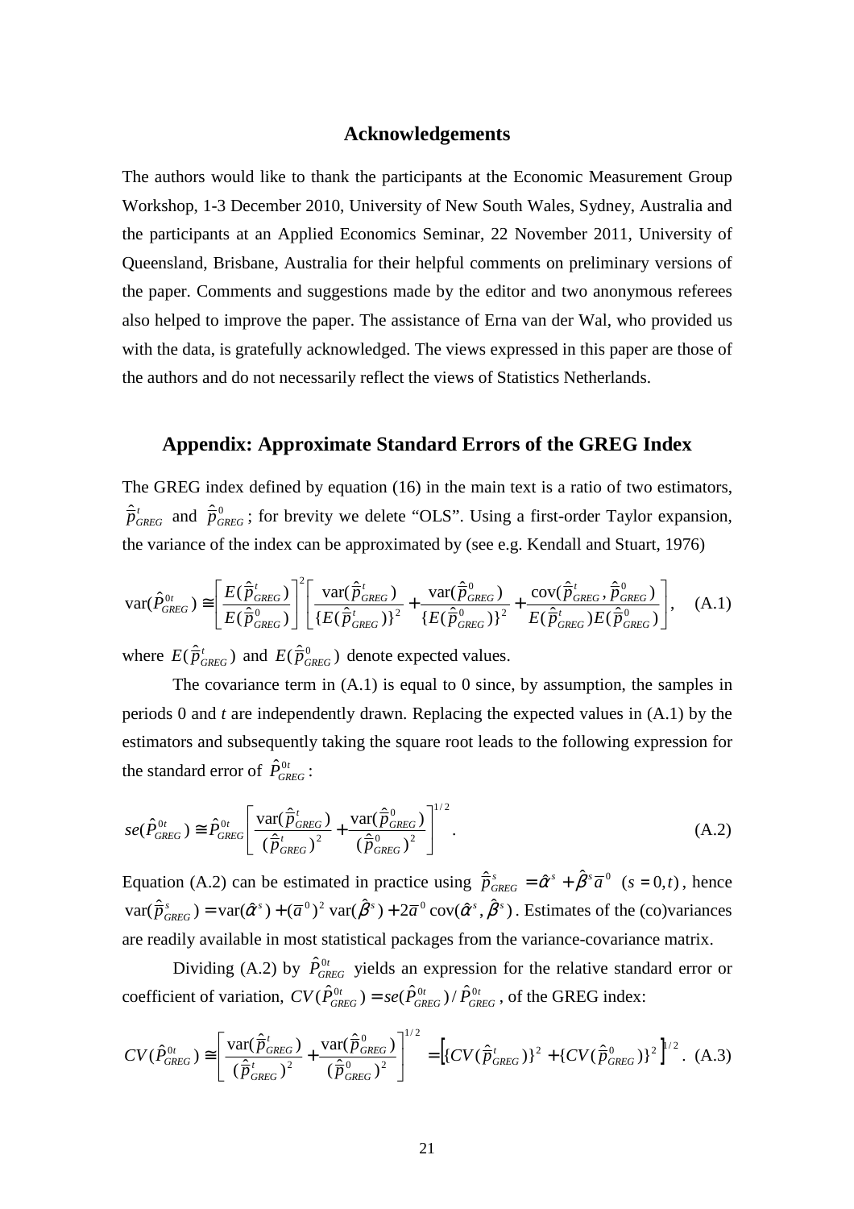## Acknowledgements

The authors would like to thank the participants at the Economic Measurement Group Workshop, 1-3 December 2010, University of New South Wales, Sydney, Australia and the participants at an Applied Economics Seminar, 22 November 2011, University of Queensland, Brisbane, Australia for their helpful comments on preliminary versions of the paper. Comments and suggestions made by the editor and two anonymous referees also helped to improve the paper. The assistance of Erna van der Wal, who provided us with the data, is gratefully acknowledged. The views expressed in this paper are those of the authors and do not necessarily reflect the views of Statistics Netherlands.

## Appendix: Approximate Standard Errors of the GREG Index

The GREG index defined by equation (16) in the main text is a ratio of two estimators, $\hat{\bar{p}}^{t}_{GREG}$ and $\hat{\bar{p}}^{0}_{GREG}$; for brevity we delete "OLS". Using a first-order Taylor expansion, the variance of the index can be approximated by (see e.g. Kendall and Stuart, 1976)

$$\mathrm{var}(\hat{P}^{0t}_{GREG}) \cong \left[\frac{E(\hat{\bar{p}}^{t}_{GREG})}{E(\hat{\bar{p}}^{0}_{GREG})}\right]^{2}\left[\frac{\mathrm{var}(\hat{\bar{p}}^{t}_{GREG})}{\{E(\hat{\bar{p}}^{t}_{GREG})\}^{2}} + \frac{\mathrm{var}(\hat{\bar{p}}^{0}_{GREG})}{\{E(\hat{\bar{p}}^{0}_{GREG})\}^{2}} + \frac{\mathrm{cov}(\hat{\bar{p}}^{t}_{GREG}, \hat{\bar{p}}^{0}_{GREG})}{E(\hat{\bar{p}}^{t}_{GREG})E(\hat{\bar{p}}^{0}_{GREG})}\right], \quad \text{(A.1)}$$

where $E(\hat{\bar{p}}^{t}_{GREG})$ and $E(\hat{\bar{p}}^{0}_{GREG})$ denote expected values.

The covariance term in (A.1) is equal to 0 since, by assumption, the samples in periods 0 and *t* are independently drawn. Replacing the expected values in (A.1) by the estimators and subsequently taking the square root leads to the following expression for the standard error of $\hat{P}^{0t}_{GREG}$:

$$se(\hat{P}^{0t}_{GREG}) \cong \hat{P}^{0t}_{GREG}\left[\frac{\mathrm{var}(\hat{\bar{p}}^{t}_{GREG})}{(\hat{\bar{p}}^{t}_{GREG})^{2}} + \frac{\mathrm{var}(\hat{\bar{p}}^{0}_{GREG})}{(\hat{\bar{p}}^{0}_{GREG})^{2}}\right]^{1/2}. \quad \text{(A.2)}$$

Equation (A.2) can be estimated in practice using $\hat{\bar{p}}^{s}_{GREG} = \hat{\alpha}^{s} + \hat{\beta}^{s}\bar{a}^{0}$ $(s = 0, t)$, hence $\mathrm{var}(\hat{\bar{p}}^{s}_{GREG}) = \mathrm{var}(\hat{\alpha}^{s}) + (\bar{a}^{0})^{2}\,\mathrm{var}(\hat{\beta}^{s}) + 2\bar{a}^{0}\,\mathrm{cov}(\hat{\alpha}^{s}, \hat{\beta}^{s})$. Estimates of the (co)variances are readily available in most statistical packages from the variance-covariance matrix.

Dividing (A.2) by $\hat{P}^{0t}_{GREG}$ yields an expression for the relative standard error or coefficient of variation, $CV(\hat{P}^{0t}_{GREG}) = se(\hat{P}^{0t}_{GREG}) / \hat{P}^{0t}_{GREG}$, of the GREG index:

$$CV(\hat{P}^{0t}_{GREG}) \cong \left[\frac{\mathrm{var}(\hat{\bar{p}}^{t}_{GREG})}{(\hat{\bar{p}}^{t}_{GREG})^{2}} + \frac{\mathrm{var}(\hat{\bar{p}}^{0}_{GREG})}{(\hat{\bar{p}}^{0}_{GREG})^{2}}\right]^{1/2} = \left[\{CV(\hat{\bar{p}}^{t}_{GREG})\}^{2} + \{CV(\hat{\bar{p}}^{0}_{GREG})\}^{2}\right]^{1/2}. \quad \text{(A.3)}$$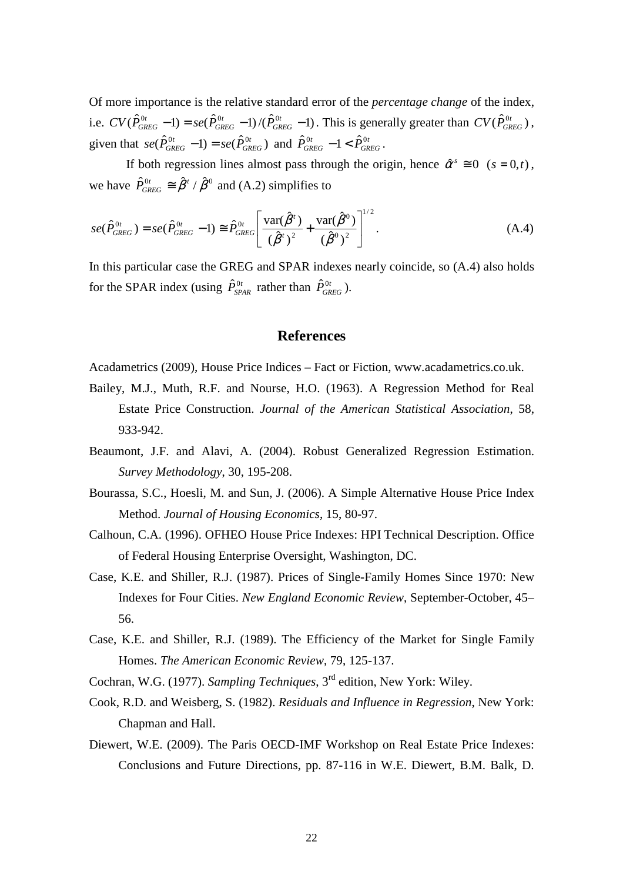Of more importance is the relative standard error of the *percentage change* of the index, i.e. $CV(\hat{P}^{0t}_{GREG} - 1) = se(\hat{P}^{0t}_{GREG} - 1)/(\hat{P}^{0t}_{GREG} - 1)$. This is generally greater than $CV(\hat{P}^{0t}_{GREG})$, given that $se(\hat{P}^{0t}_{GREG} - 1) = se(\hat{P}^{0t}_{GREG})$ and $\hat{P}^{0t}_{GREG} - 1 < \hat{P}^{0t}_{GREG}$.

If both regression lines almost pass through the origin, hence $\hat{\alpha}^{s} \cong 0 \;\; (s = 0, t)$, we have $\hat{P}^{0t}_{GREG} \cong \hat{\beta}^{t} / \hat{\beta}^{0}$ and (A.2) simplifies to

$$se(\hat{P}^{0t}_{GREG}) = se(\hat{P}^{0t}_{GREG} - 1) \cong \hat{P}^{0t}_{GREG} \left[ \frac{\text{var}(\hat{\beta}^{t})}{(\hat{\beta}^{t})^{2}} + \frac{\text{var}(\hat{\beta}^{0})}{(\hat{\beta}^{0})^{2}} \right]^{1/2}. \tag{A.4}$$

In this particular case the GREG and SPAR indexes nearly coincide, so (A.4) also holds for the SPAR index (using $\hat{P}^{0t}_{SPAR}$ rather than $\hat{P}^{0t}_{GREG}$).

## References

Acadametrics (2009), House Price Indices – Fact or Fiction, www.acadametrics.co.uk.

Bailey, M.J., Muth, R.F. and Nourse, H.O. (1963). A Regression Method for Real Estate Price Construction. *Journal of the American Statistical Association*, 58, 933-942.

Beaumont, J.F. and Alavi, A. (2004). Robust Generalized Regression Estimation. *Survey Methodology*, 30, 195-208.

Bourassa, S.C., Hoesli, M. and Sun, J. (2006). A Simple Alternative House Price Index Method. *Journal of Housing Economics*, 15, 80-97.

Calhoun, C.A. (1996). OFHEO House Price Indexes: HPI Technical Description. Office of Federal Housing Enterprise Oversight, Washington, DC.

Case, K.E. and Shiller, R.J. (1987). Prices of Single-Family Homes Since 1970: New Indexes for Four Cities. *New England Economic Review*, September-October, 45–56.

Case, K.E. and Shiller, R.J. (1989). The Efficiency of the Market for Single Family Homes. *The American Economic Review*, 79, 125-137.

Cochran, W.G. (1977). *Sampling Techniques*, 3rd edition, New York: Wiley.

Cook, R.D. and Weisberg, S. (1982). *Residuals and Influence in Regression*, New York: Chapman and Hall.

Diewert, W.E. (2009). The Paris OECD-IMF Workshop on Real Estate Price Indexes: Conclusions and Future Directions, pp. 87-116 in W.E. Diewert, B.M. Balk, D.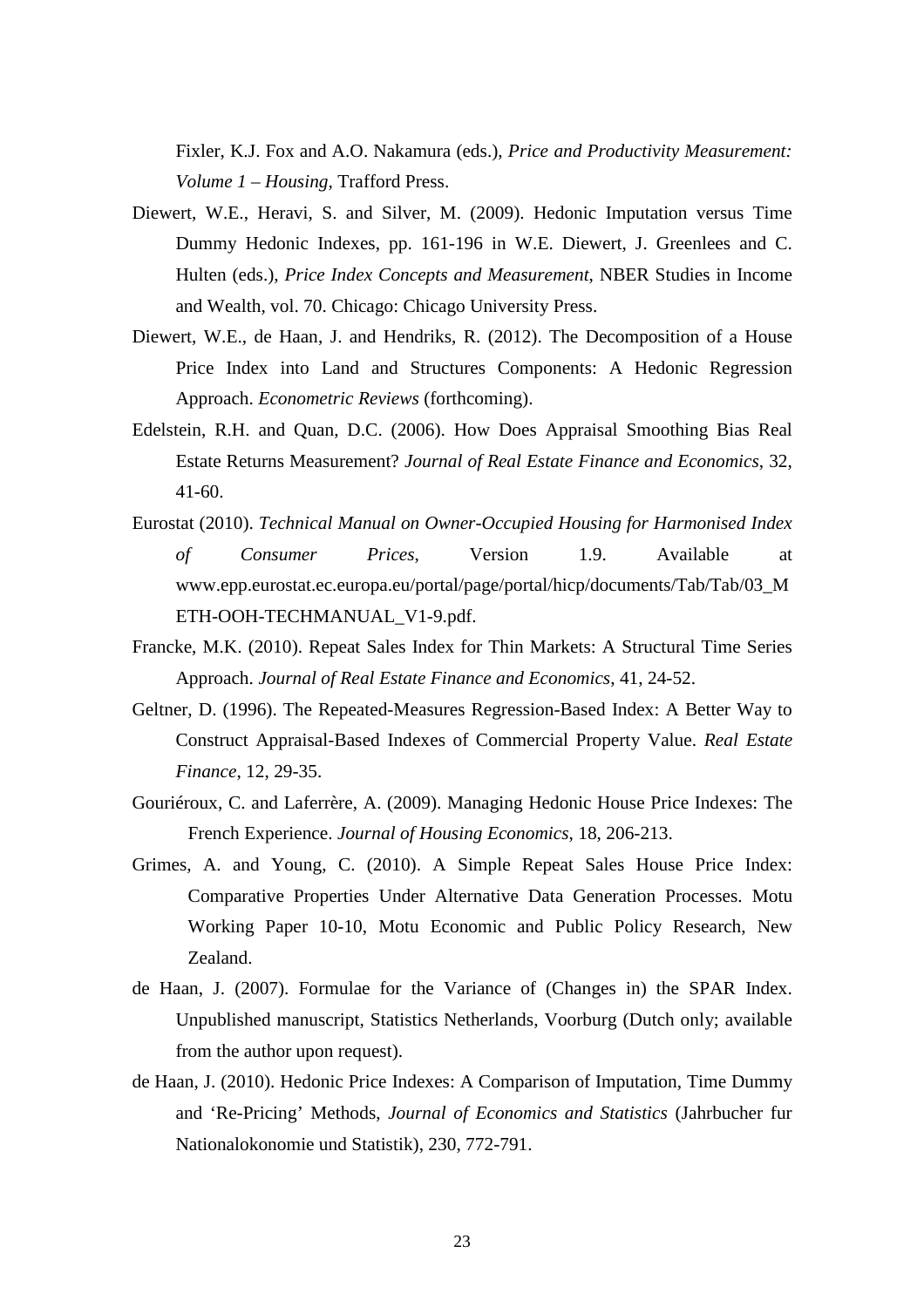Fixler, K.J. Fox and A.O. Nakamura (eds.), *Price and Productivity Measurement: Volume 1 – Housing*, Trafford Press.

Diewert, W.E., Heravi, S. and Silver, M. (2009). Hedonic Imputation versus Time Dummy Hedonic Indexes, pp. 161-196 in W.E. Diewert, J. Greenlees and C. Hulten (eds.), *Price Index Concepts and Measurement*, NBER Studies in Income and Wealth, vol. 70. Chicago: Chicago University Press.

Diewert, W.E., de Haan, J. and Hendriks, R. (2012). The Decomposition of a House Price Index into Land and Structures Components: A Hedonic Regression Approach. *Econometric Reviews* (forthcoming).

Edelstein, R.H. and Quan, D.C. (2006). How Does Appraisal Smoothing Bias Real Estate Returns Measurement? *Journal of Real Estate Finance and Economics*, 32, 41-60.

Eurostat (2010). *Technical Manual on Owner-Occupied Housing for Harmonised Index of Consumer Prices*, Version 1.9. Available at www.epp.eurostat.ec.europa.eu/portal/page/portal/hicp/documents/Tab/Tab/03_METH-OOH-TECHMANUAL_V1-9.pdf.

Francke, M.K. (2010). Repeat Sales Index for Thin Markets: A Structural Time Series Approach. *Journal of Real Estate Finance and Economics*, 41, 24-52.

Geltner, D. (1996). The Repeated-Measures Regression-Based Index: A Better Way to Construct Appraisal-Based Indexes of Commercial Property Value. *Real Estate Finance*, 12, 29-35.

Gouriéroux, C. and Laferrère, A. (2009). Managing Hedonic House Price Indexes: The French Experience. *Journal of Housing Economics*, 18, 206-213.

Grimes, A. and Young, C. (2010). A Simple Repeat Sales House Price Index: Comparative Properties Under Alternative Data Generation Processes. Motu Working Paper 10-10, Motu Economic and Public Policy Research, New Zealand.

de Haan, J. (2007). Formulae for the Variance of (Changes in) the SPAR Index. Unpublished manuscript, Statistics Netherlands, Voorburg (Dutch only; available from the author upon request).

de Haan, J. (2010). Hedonic Price Indexes: A Comparison of Imputation, Time Dummy and 'Re-Pricing' Methods, *Journal of Economics and Statistics* (Jahrbucher fur Nationalokonomie und Statistik), 230, 772-791.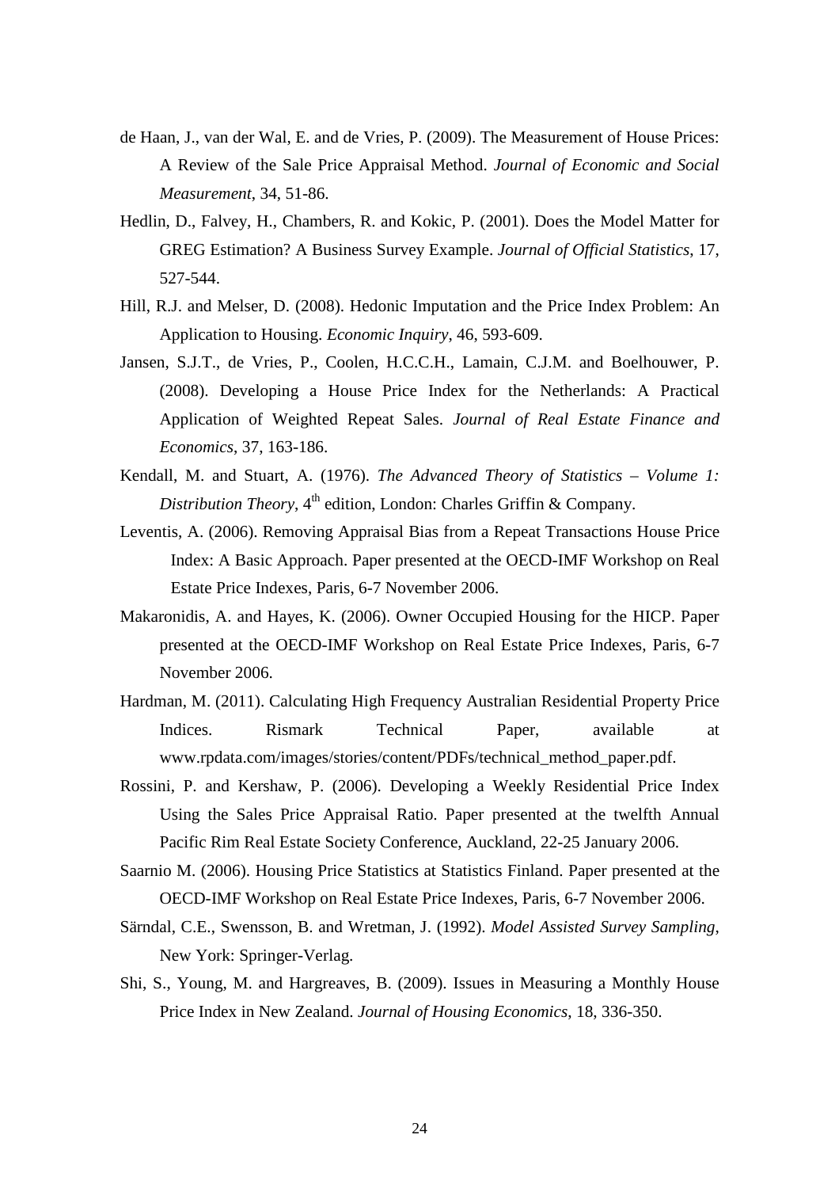de Haan, J., van der Wal, E. and de Vries, P. (2009). The Measurement of House Prices: A Review of the Sale Price Appraisal Method. *Journal of Economic and Social Measurement*, 34, 51-86.

Hedlin, D., Falvey, H., Chambers, R. and Kokic, P. (2001). Does the Model Matter for GREG Estimation? A Business Survey Example. *Journal of Official Statistics*, 17, 527-544.

Hill, R.J. and Melser, D. (2008). Hedonic Imputation and the Price Index Problem: An Application to Housing. *Economic Inquiry*, 46, 593-609.

Jansen, S.J.T., de Vries, P., Coolen, H.C.C.H., Lamain, C.J.M. and Boelhouwer, P. (2008). Developing a House Price Index for the Netherlands: A Practical Application of Weighted Repeat Sales. *Journal of Real Estate Finance and Economics*, 37, 163-186.

Kendall, M. and Stuart, A. (1976). *The Advanced Theory of Statistics – Volume 1: Distribution Theory*, 4th edition, London: Charles Griffin & Company.

Leventis, A. (2006). Removing Appraisal Bias from a Repeat Transactions House Price Index: A Basic Approach. Paper presented at the OECD-IMF Workshop on Real Estate Price Indexes, Paris, 6-7 November 2006.

Makaronidis, A. and Hayes, K. (2006). Owner Occupied Housing for the HICP. Paper presented at the OECD-IMF Workshop on Real Estate Price Indexes, Paris, 6-7 November 2006.

Hardman, M. (2011). Calculating High Frequency Australian Residential Property Price Indices. Rismark Technical Paper, available at www.rpdata.com/images/stories/content/PDFs/technical_method_paper.pdf.

Rossini, P. and Kershaw, P. (2006). Developing a Weekly Residential Price Index Using the Sales Price Appraisal Ratio. Paper presented at the twelfth Annual Pacific Rim Real Estate Society Conference, Auckland, 22-25 January 2006.

Saarnio M. (2006). Housing Price Statistics at Statistics Finland. Paper presented at the OECD-IMF Workshop on Real Estate Price Indexes, Paris, 6-7 November 2006.

Särndal, C.E., Swensson, B. and Wretman, J. (1992). *Model Assisted Survey Sampling*, New York: Springer-Verlag.

Shi, S., Young, M. and Hargreaves, B. (2009). Issues in Measuring a Monthly House Price Index in New Zealand. *Journal of Housing Economics*, 18, 336-350.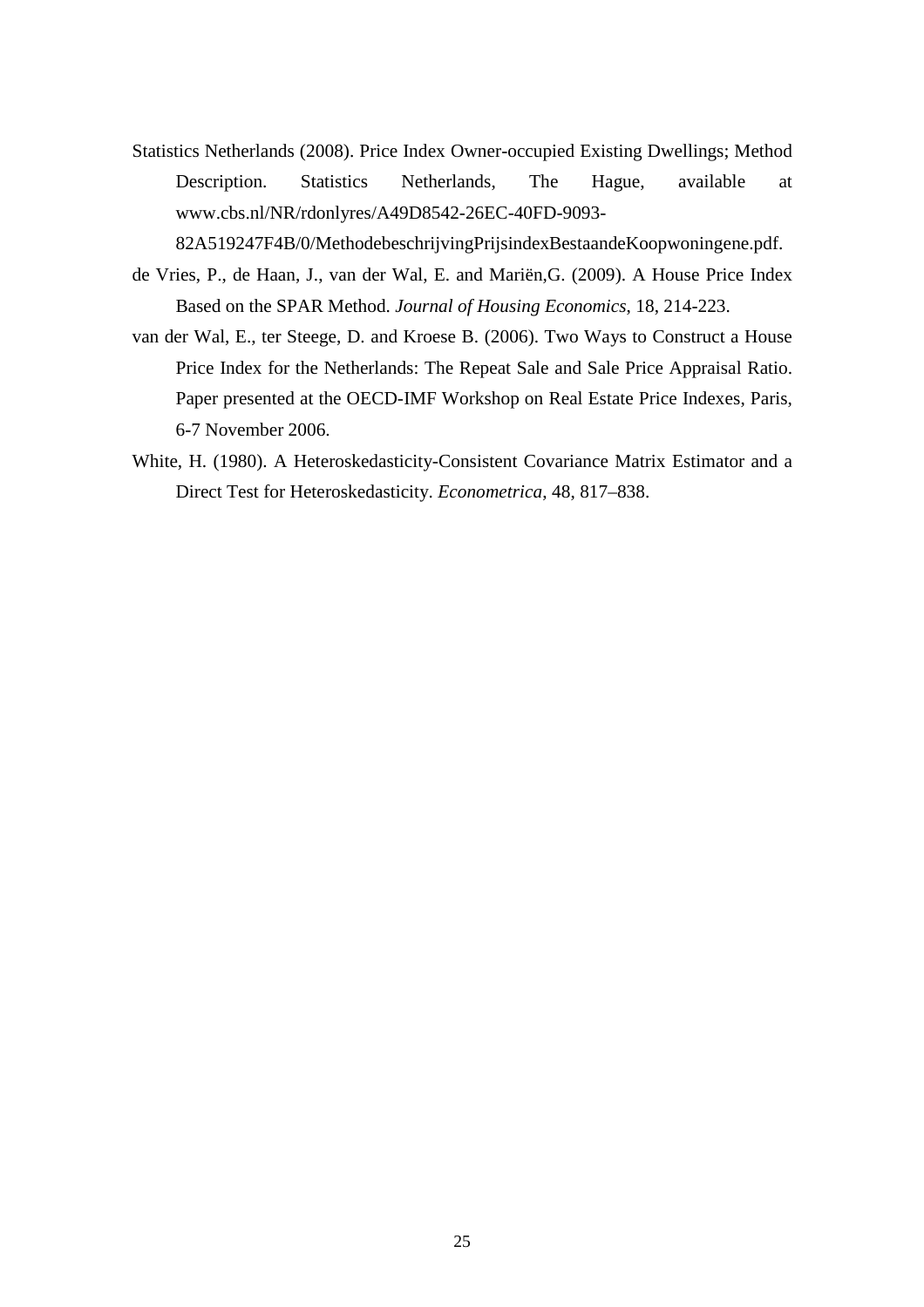Statistics Netherlands (2008). Price Index Owner-occupied Existing Dwellings; Method Description. Statistics Netherlands, The Hague, available at www.cbs.nl/NR/rdonlyres/A49D8542-26EC-40FD-9093-82A519247F4B/0/MethodebeschrijvingPrijsindexBestaandeKoopwoningene.pdf.

de Vries, P., de Haan, J., van der Wal, E. and Mariën,G. (2009). A House Price Index Based on the SPAR Method. *Journal of Housing Economics*, 18, 214-223.

van der Wal, E., ter Steege, D. and Kroese B. (2006). Two Ways to Construct a House Price Index for the Netherlands: The Repeat Sale and Sale Price Appraisal Ratio. Paper presented at the OECD-IMF Workshop on Real Estate Price Indexes, Paris, 6-7 November 2006.

White, H. (1980). A Heteroskedasticity-Consistent Covariance Matrix Estimator and a Direct Test for Heteroskedasticity. *Econometrica*, 48, 817–838.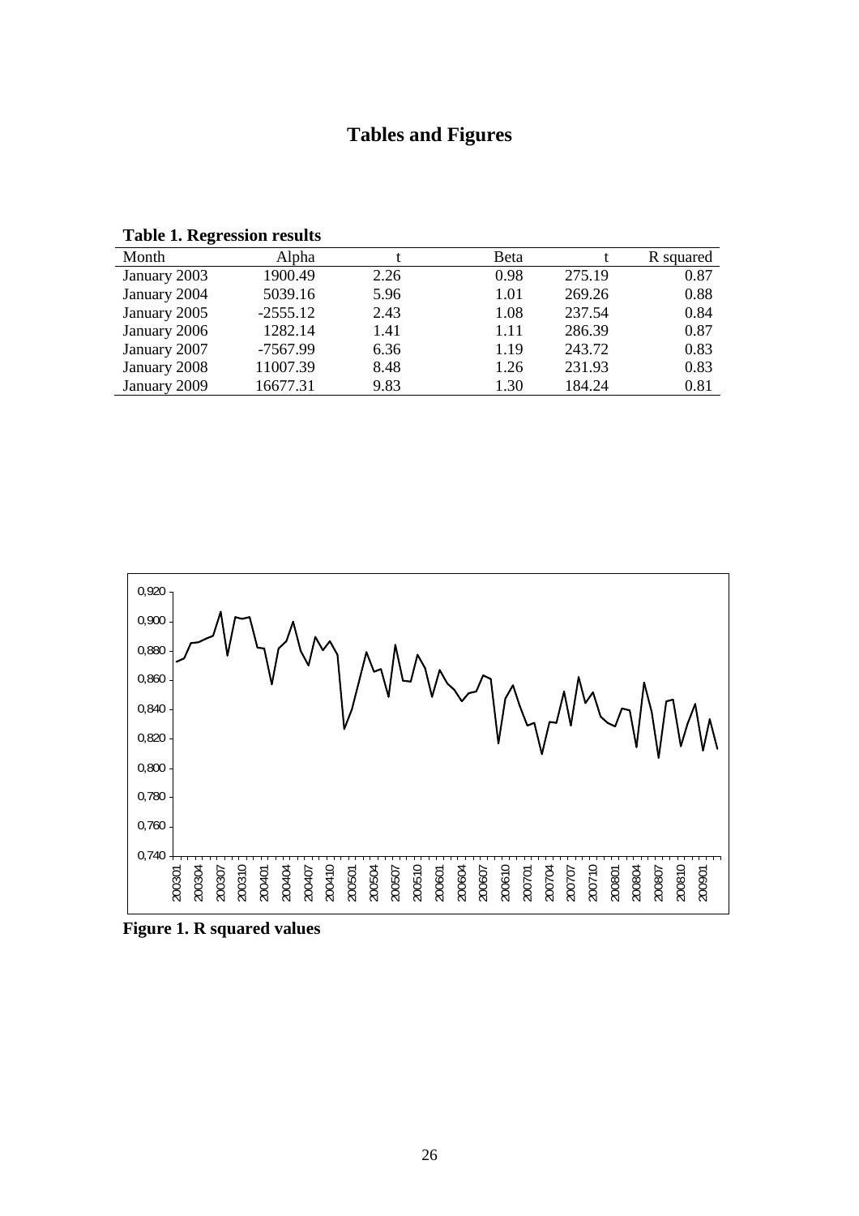# Tables and Figures

**Table 1. Regression results**

| Month | Alpha | t | Beta | t | R squared |
|---|---|---|---|---|---|
| January 2003 | 1900.49 | 2.26 | 0.98 | 275.19 | 0.87 |
| January 2004 | 5039.16 | 5.96 | 1.01 | 269.26 | 0.88 |
| January 2005 | -2555.12 | 2.43 | 1.08 | 237.54 | 0.84 |
| January 2006 | 1282.14 | 1.41 | 1.11 | 286.39 | 0.87 |
| January 2007 | -7567.99 | 6.36 | 1.19 | 243.72 | 0.83 |
| January 2008 | 11007.39 | 8.48 | 1.26 | 231.93 | 0.83 |
| January 2009 | 16677.31 | 9.83 | 1.30 | 184.24 | 0.81 |

**Figure 1. R squared values**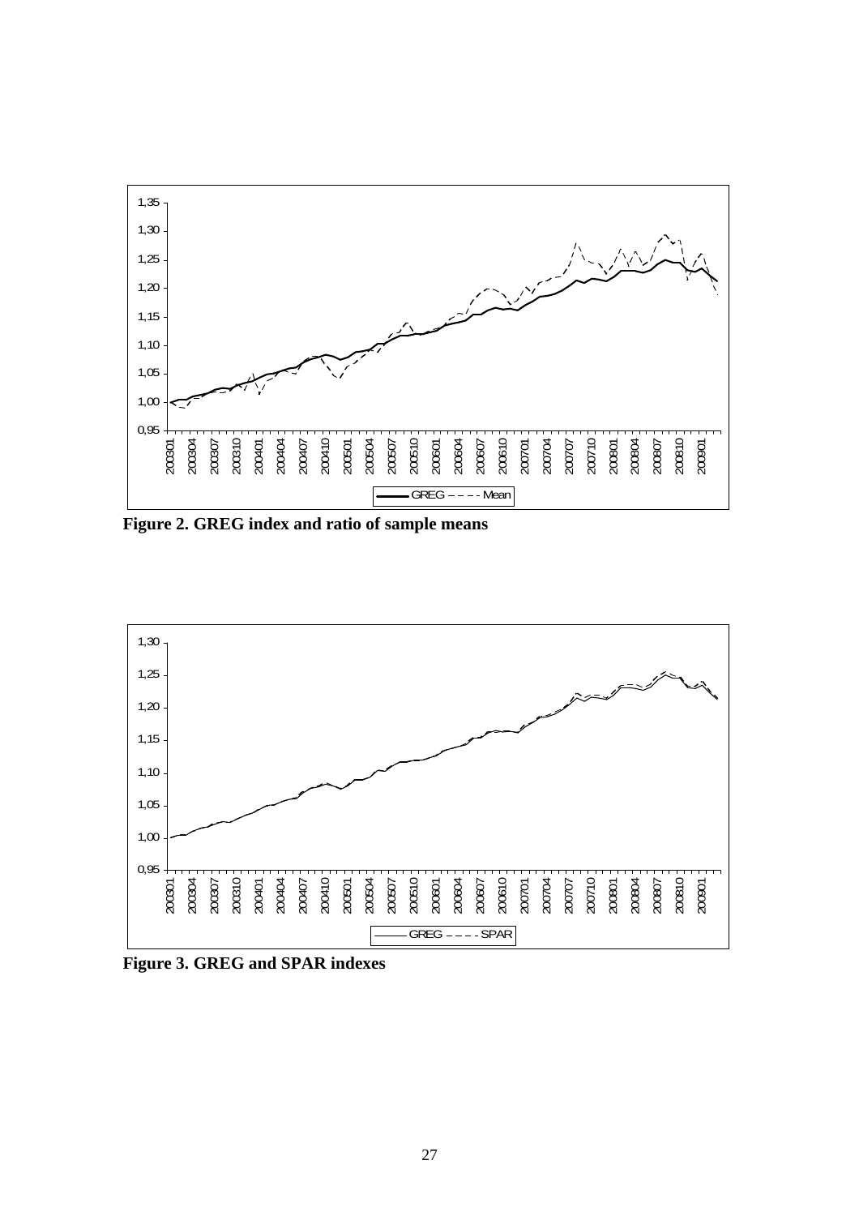**Figure 2. GREG index and ratio of sample means**

**Figure 3. GREG and SPAR indexes**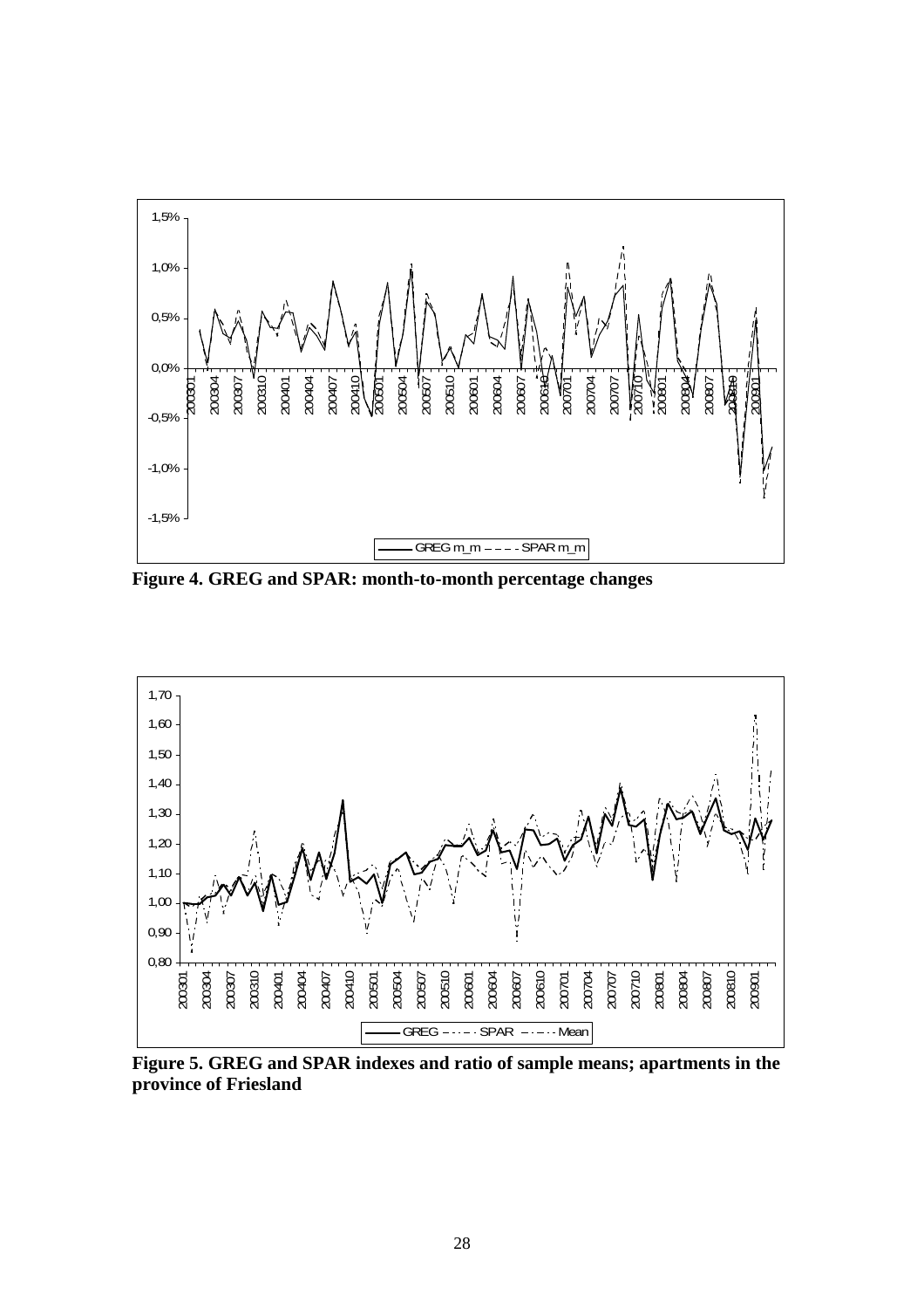Figure 4. GREG and SPAR: month-to-month percentage changes

Figure 5. GREG and SPAR indexes and ratio of sample means; apartments in the province of Friesland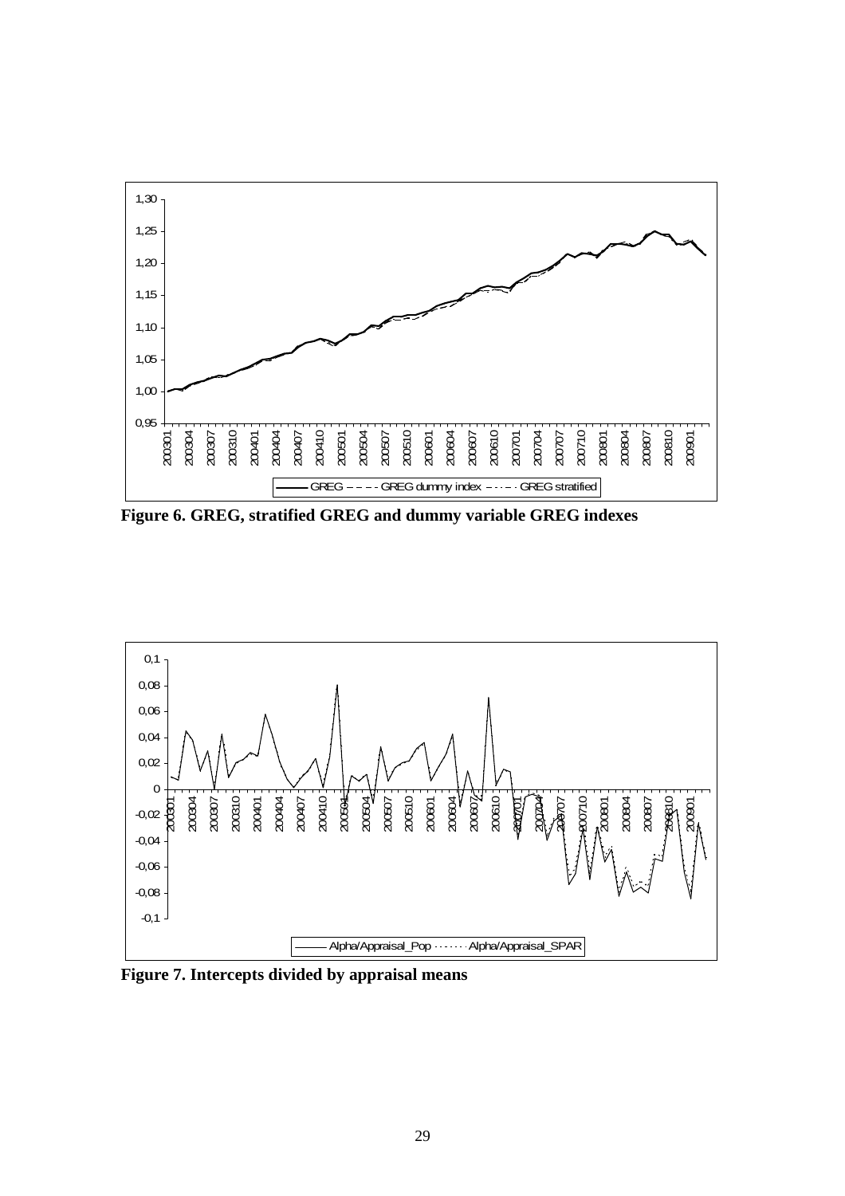**Figure 6. GREG, stratified GREG and dummy variable GREG indexes**

**Figure 7. Intercepts divided by appraisal means**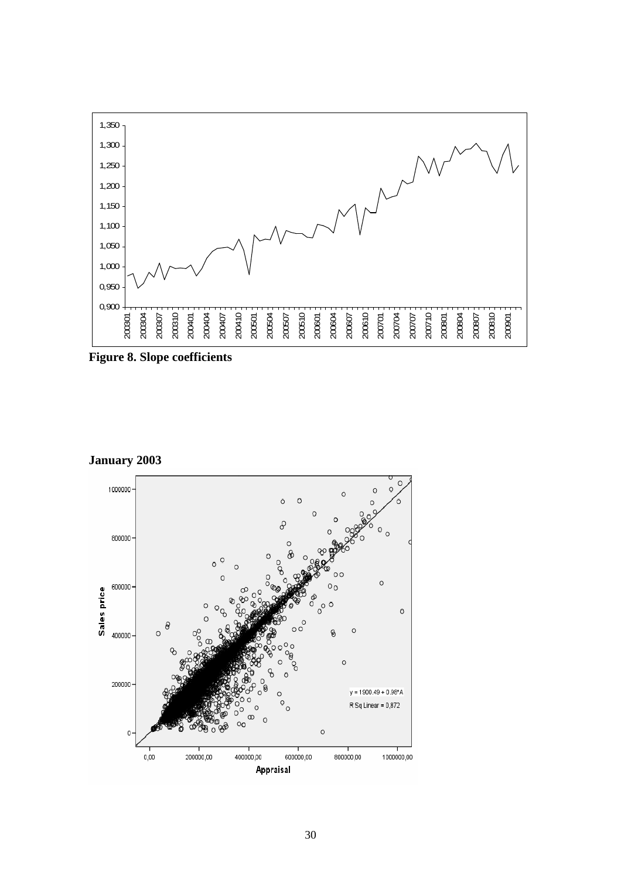**Figure 8. Slope coefficients**

**January 2003**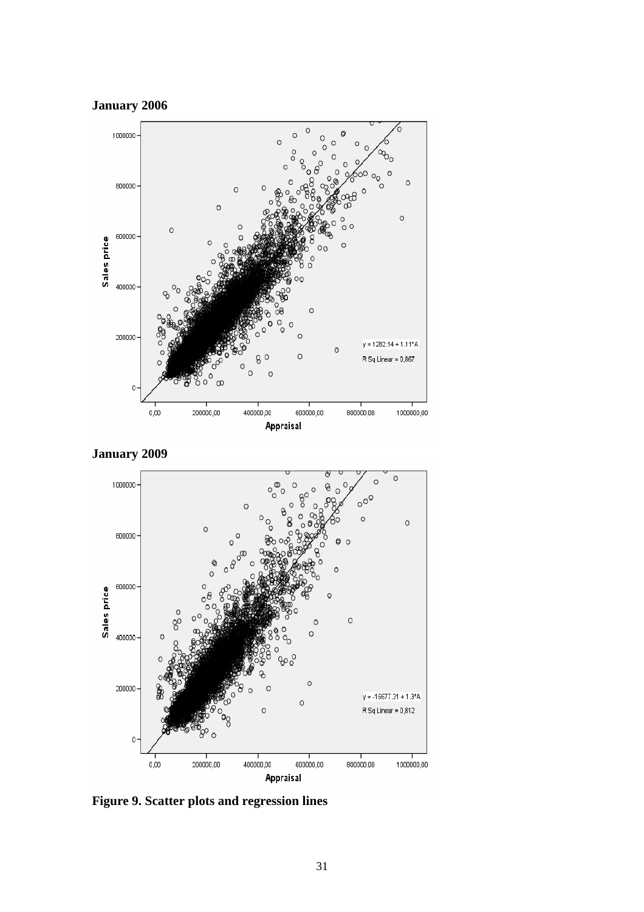**January 2006**

Sales price

1000000
800000
600000
400000
200000
0

0,00
200000,00
400000,00
600000,00
800000,00
1000000,00

Appraisal

y = 1282.14 + 1.11*A
R Sq Linear = 0,867

**January 2009**

Sales price

1000000
800000
600000
400000
200000
0

0,00
200000,00
400000,00
600000,00
800000,00
1000000,00

Appraisal

y = -16677.31 + 1.3*A
R Sq Linear = 0,812

**Figure 9. Scatter plots and regression lines**